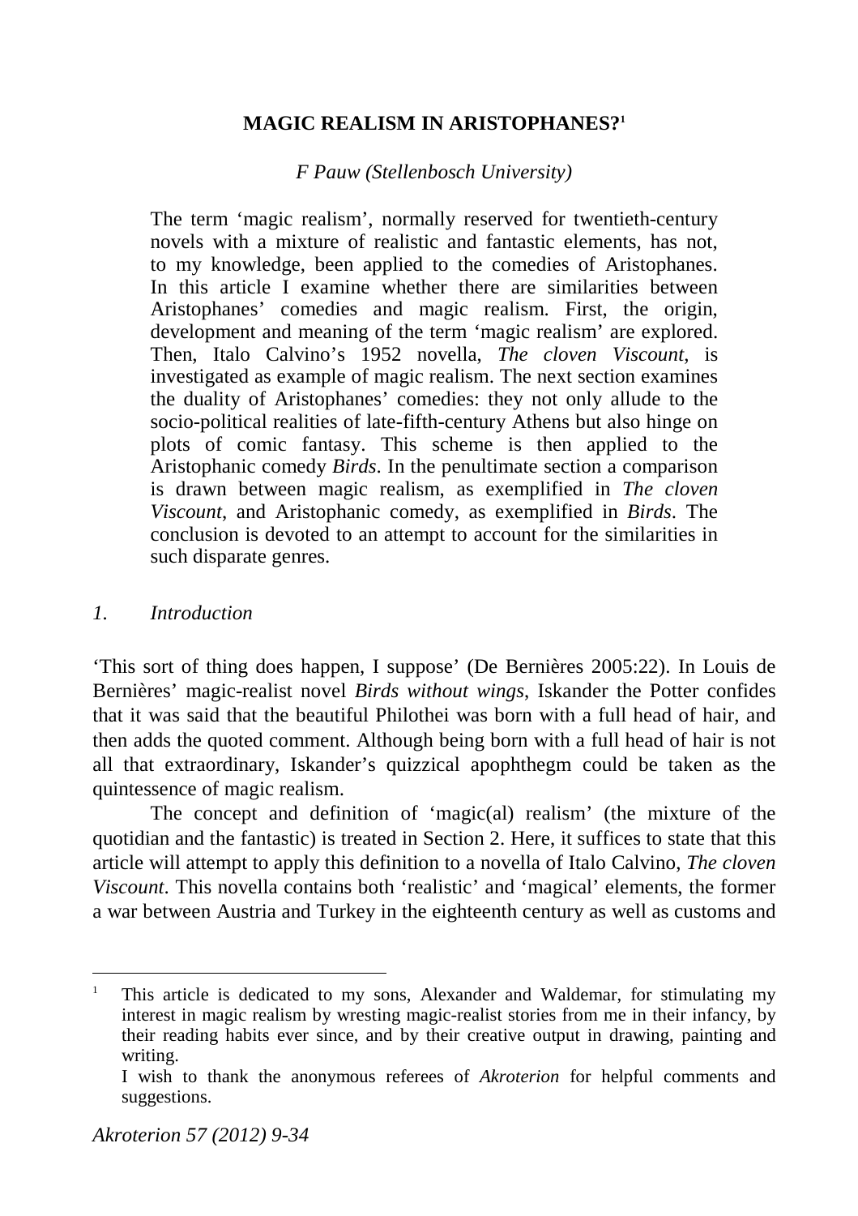# MAGIC REALISM IN ARISTOPHANES?[1]

*F Pauw (Stellenbosch University)*

> The term 'magic realism', normally reserved for twentieth-century novels with a mixture of realistic and fantastic elements, has not, to my knowledge, been applied to the comedies of Aristophanes. In this article I examine whether there are similarities between Aristophanes' comedies and magic realism. First, the origin, development and meaning of the term 'magic realism' are explored. Then, Italo Calvino's 1952 novella, *The cloven Viscount*, is investigated as example of magic realism. The next section examines the duality of Aristophanes' comedies: they not only allude to the socio-political realities of late-fifth-century Athens but also hinge on plots of comic fantasy. This scheme is then applied to the Aristophanic comedy *Birds*. In the penultimate section a comparison is drawn between magic realism, as exemplified in *The cloven Viscount*, and Aristophanic comedy, as exemplified in *Birds*. The conclusion is devoted to an attempt to account for the similarities in such disparate genres.

## *1. Introduction*

'This sort of thing does happen, I suppose' (De Bernières 2005:22). In Louis de Bernières' magic-realist novel *Birds without wings*, Iskander the Potter confides that it was said that the beautiful Philothei was born with a full head of hair, and then adds the quoted comment. Although being born with a full head of hair is not all that extraordinary, Iskander's quizzical apophthegm could be taken as the quintessence of magic realism.

The concept and definition of 'magic(al) realism' (the mixture of the quotidian and the fantastic) is treated in Section 2. Here, it suffices to state that this article will attempt to apply this definition to a novella of Italo Calvino, *The cloven Viscount*. This novella contains both 'realistic' and 'magical' elements, the former a war between Austria and Turkey in the eighteenth century as well as customs and

---

[1] This article is dedicated to my sons, Alexander and Waldemar, for stimulating my interest in magic realism by wresting magic-realist stories from me in their infancy, by their reading habits ever since, and by their creative output in drawing, painting and writing.

I wish to thank the anonymous referees of *Akroterion* for helpful comments and suggestions.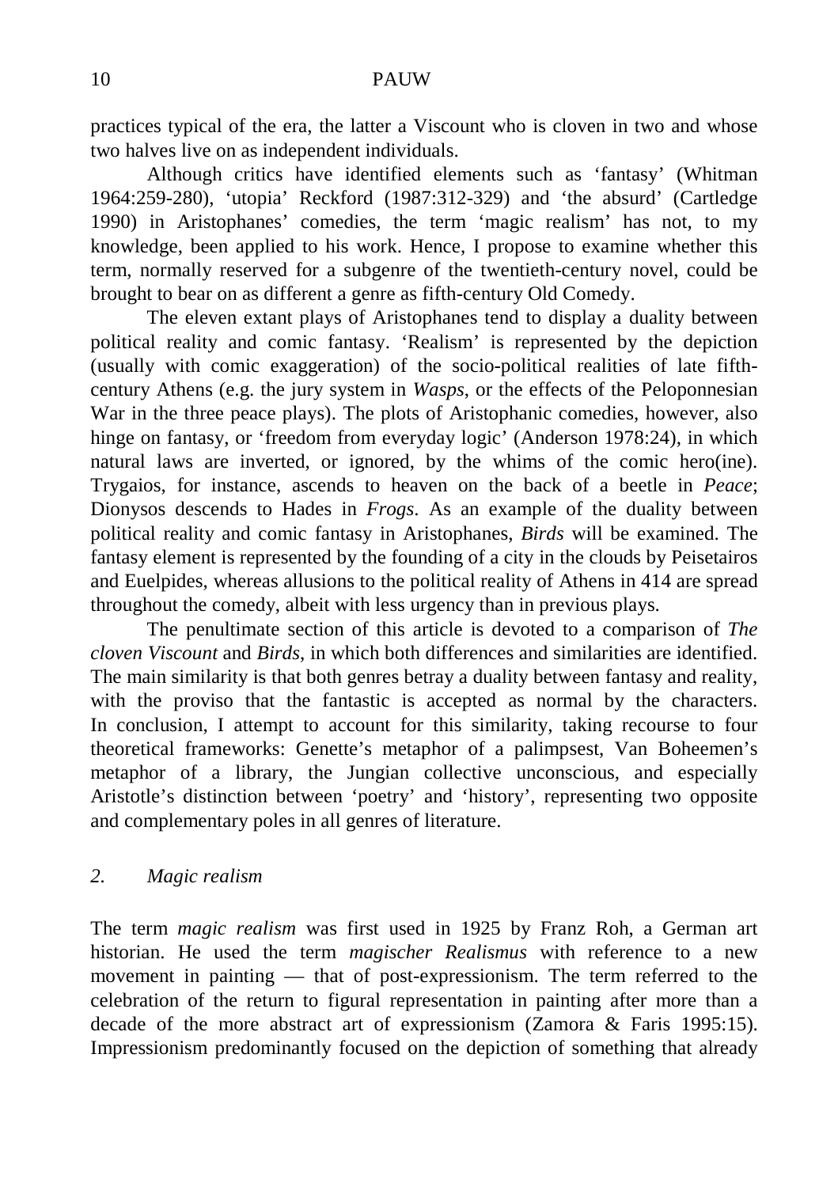practices typical of the era, the latter a Viscount who is cloven in two and whose two halves live on as independent individuals.

Although critics have identified elements such as 'fantasy' (Whitman 1964:259-280), 'utopia' Reckford (1987:312-329) and 'the absurd' (Cartledge 1990) in Aristophanes' comedies, the term 'magic realism' has not, to my knowledge, been applied to his work. Hence, I propose to examine whether this term, normally reserved for a subgenre of the twentieth-century novel, could be brought to bear on as different a genre as fifth-century Old Comedy.

The eleven extant plays of Aristophanes tend to display a duality between political reality and comic fantasy. 'Realism' is represented by the depiction (usually with comic exaggeration) of the socio-political realities of late fifth-century Athens (e.g. the jury system in *Wasps*, or the effects of the Peloponnesian War in the three peace plays). The plots of Aristophanic comedies, however, also hinge on fantasy, or 'freedom from everyday logic' (Anderson 1978:24), in which natural laws are inverted, or ignored, by the whims of the comic hero(ine). Trygaios, for instance, ascends to heaven on the back of a beetle in *Peace*; Dionysos descends to Hades in *Frogs*. As an example of the duality between political reality and comic fantasy in Aristophanes, *Birds* will be examined. The fantasy element is represented by the founding of a city in the clouds by Peisetairos and Euelpides, whereas allusions to the political reality of Athens in 414 are spread throughout the comedy, albeit with less urgency than in previous plays.

The penultimate section of this article is devoted to a comparison of *The cloven Viscount* and *Birds*, in which both differences and similarities are identified. The main similarity is that both genres betray a duality between fantasy and reality, with the proviso that the fantastic is accepted as normal by the characters. In conclusion, I attempt to account for this similarity, taking recourse to four theoretical frameworks: Genette's metaphor of a palimpsest, Van Boheemen's metaphor of a library, the Jungian collective unconscious, and especially Aristotle's distinction between 'poetry' and 'history', representing two opposite and complementary poles in all genres of literature.

## *2. Magic realism*

The term *magic realism* was first used in 1925 by Franz Roh, a German art historian. He used the term *magischer Realismus* with reference to a new movement in painting — that of post-expressionism. The term referred to the celebration of the return to figural representation in painting after more than a decade of the more abstract art of expressionism (Zamora & Faris 1995:15). Impressionism predominantly focused on the depiction of something that already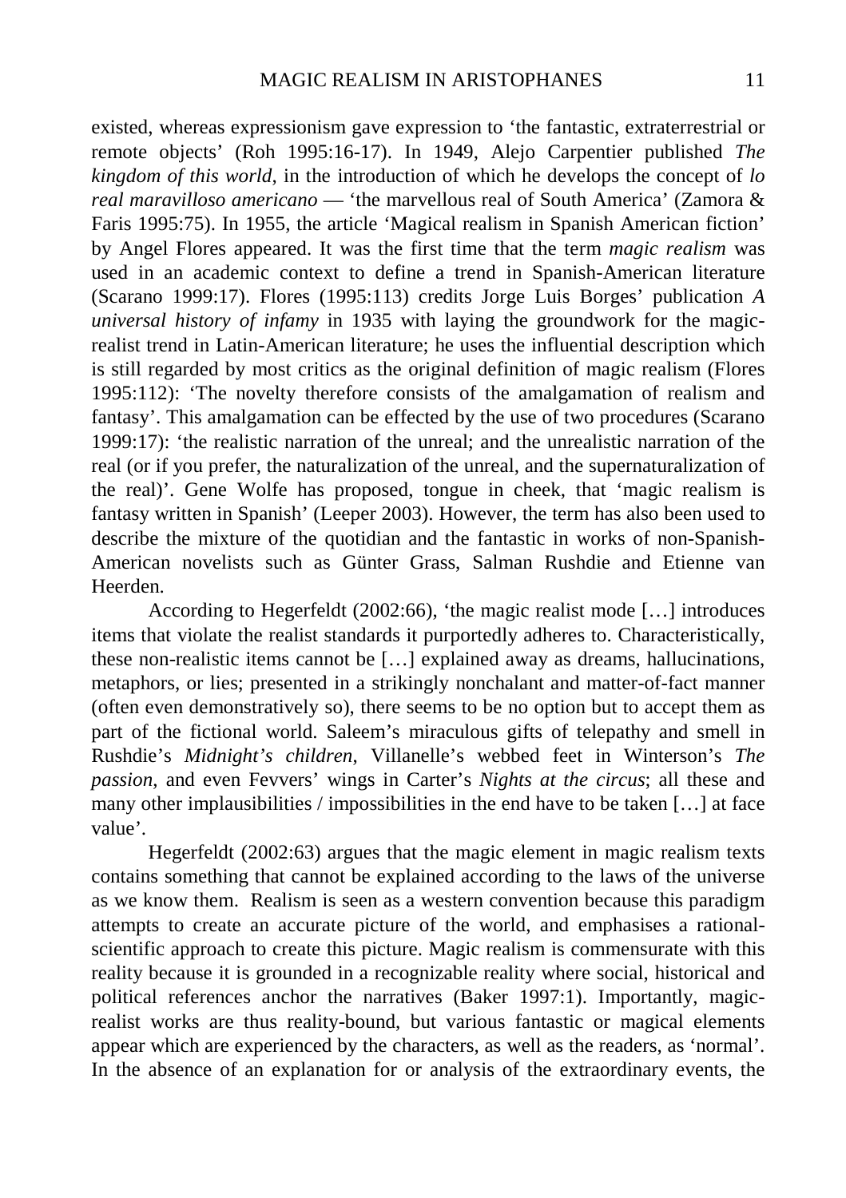existed, whereas expressionism gave expression to 'the fantastic, extraterrestrial or remote objects' (Roh 1995:16-17). In 1949, Alejo Carpentier published *The kingdom of this world*, in the introduction of which he develops the concept of *lo real maravilloso americano* — 'the marvellous real of South America' (Zamora & Faris 1995:75). In 1955, the article 'Magical realism in Spanish American fiction' by Angel Flores appeared. It was the first time that the term *magic realism* was used in an academic context to define a trend in Spanish-American literature (Scarano 1999:17). Flores (1995:113) credits Jorge Luis Borges' publication *A universal history of infamy* in 1935 with laying the groundwork for the magic-realist trend in Latin-American literature; he uses the influential description which is still regarded by most critics as the original definition of magic realism (Flores 1995:112): 'The novelty therefore consists of the amalgamation of realism and fantasy'. This amalgamation can be effected by the use of two procedures (Scarano 1999:17): 'the realistic narration of the unreal; and the unrealistic narration of the real (or if you prefer, the naturalization of the unreal, and the supernaturalization of the real)'. Gene Wolfe has proposed, tongue in cheek, that 'magic realism is fantasy written in Spanish' (Leeper 2003). However, the term has also been used to describe the mixture of the quotidian and the fantastic in works of non-Spanish-American novelists such as Günter Grass, Salman Rushdie and Etienne van Heerden.

According to Hegerfeldt (2002:66), 'the magic realist mode […] introduces items that violate the realist standards it purportedly adheres to. Characteristically, these non-realistic items cannot be […] explained away as dreams, hallucinations, metaphors, or lies; presented in a strikingly nonchalant and matter-of-fact manner (often even demonstratively so), there seems to be no option but to accept them as part of the fictional world. Saleem's miraculous gifts of telepathy and smell in Rushdie's *Midnight's children*, Villanelle's webbed feet in Winterson's *The passion*, and even Fevvers' wings in Carter's *Nights at the circus*; all these and many other implausibilities / impossibilities in the end have to be taken […] at face value'.

Hegerfeldt (2002:63) argues that the magic element in magic realism texts contains something that cannot be explained according to the laws of the universe as we know them. Realism is seen as a western convention because this paradigm attempts to create an accurate picture of the world, and emphasises a rational-scientific approach to create this picture. Magic realism is commensurate with this reality because it is grounded in a recognizable reality where social, historical and political references anchor the narratives (Baker 1997:1). Importantly, magic-realist works are thus reality-bound, but various fantastic or magical elements appear which are experienced by the characters, as well as the readers, as 'normal'. In the absence of an explanation for or analysis of the extraordinary events, the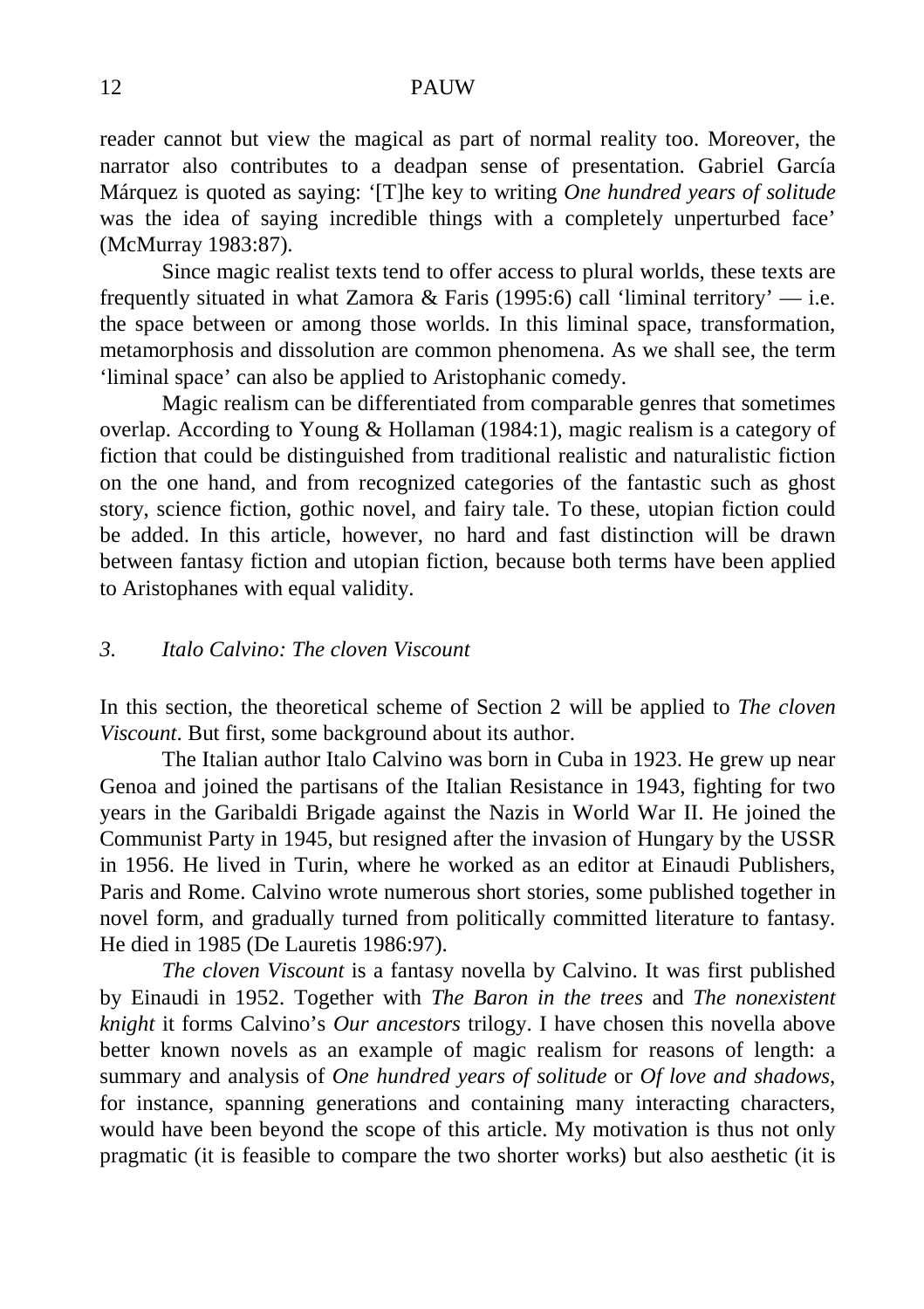reader cannot but view the magical as part of normal reality too. Moreover, the narrator also contributes to a deadpan sense of presentation. Gabriel García Márquez is quoted as saying: '[T]he key to writing *One hundred years of solitude* was the idea of saying incredible things with a completely unperturbed face' (McMurray 1983:87).

Since magic realist texts tend to offer access to plural worlds, these texts are frequently situated in what Zamora & Faris (1995:6) call 'liminal territory' — i.e. the space between or among those worlds. In this liminal space, transformation, metamorphosis and dissolution are common phenomena. As we shall see, the term 'liminal space' can also be applied to Aristophanic comedy.

Magic realism can be differentiated from comparable genres that sometimes overlap. According to Young & Hollaman (1984:1), magic realism is a category of fiction that could be distinguished from traditional realistic and naturalistic fiction on the one hand, and from recognized categories of the fantastic such as ghost story, science fiction, gothic novel, and fairy tale. To these, utopian fiction could be added. In this article, however, no hard and fast distinction will be drawn between fantasy fiction and utopian fiction, because both terms have been applied to Aristophanes with equal validity.

## *3. Italo Calvino: The cloven Viscount*

In this section, the theoretical scheme of Section 2 will be applied to *The cloven Viscount*. But first, some background about its author.

The Italian author Italo Calvino was born in Cuba in 1923. He grew up near Genoa and joined the partisans of the Italian Resistance in 1943, fighting for two years in the Garibaldi Brigade against the Nazis in World War II. He joined the Communist Party in 1945, but resigned after the invasion of Hungary by the USSR in 1956. He lived in Turin, where he worked as an editor at Einaudi Publishers, Paris and Rome. Calvino wrote numerous short stories, some published together in novel form, and gradually turned from politically committed literature to fantasy. He died in 1985 (De Lauretis 1986:97).

*The cloven Viscount* is a fantasy novella by Calvino. It was first published by Einaudi in 1952. Together with *The Baron in the trees* and *The nonexistent knight* it forms Calvino's *Our ancestors* trilogy. I have chosen this novella above better known novels as an example of magic realism for reasons of length: a summary and analysis of *One hundred years of solitude* or *Of love and shadows*, for instance, spanning generations and containing many interacting characters, would have been beyond the scope of this article. My motivation is thus not only pragmatic (it is feasible to compare the two shorter works) but also aesthetic (it is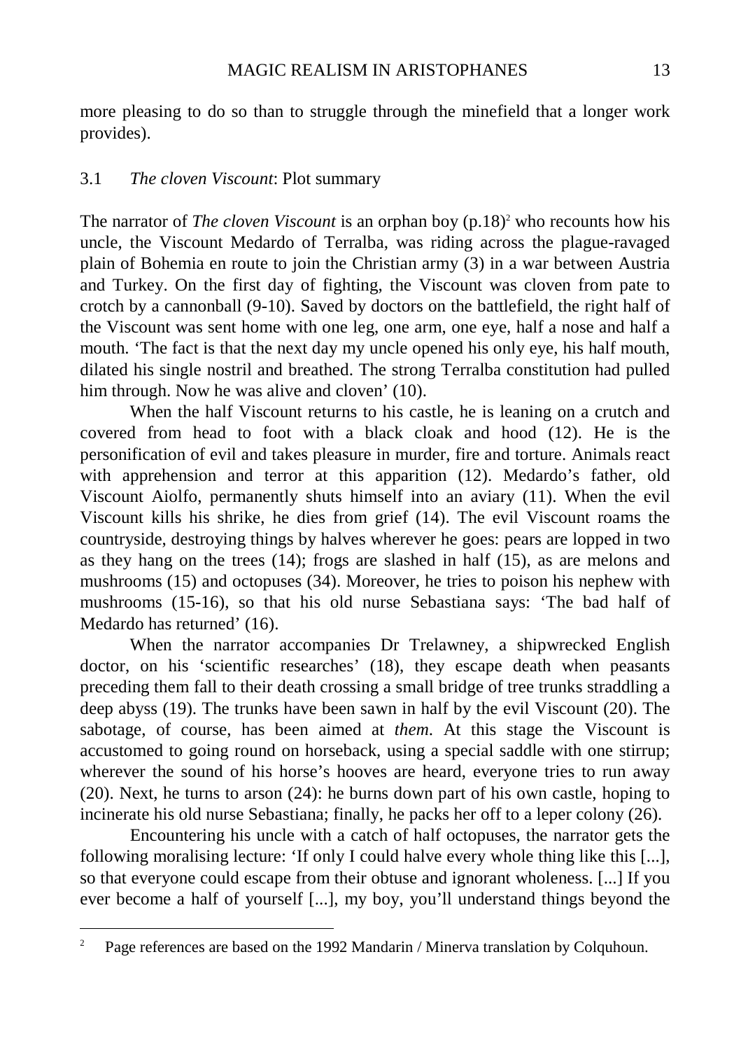more pleasing to do so than to struggle through the minefield that a longer work provides).

### 3.1 *The cloven Viscount*: Plot summary

The narrator of *The cloven Viscount* is an orphan boy (p.18)[2] who recounts how his uncle, the Viscount Medardo of Terralba, was riding across the plague-ravaged plain of Bohemia en route to join the Christian army (3) in a war between Austria and Turkey. On the first day of fighting, the Viscount was cloven from pate to crotch by a cannonball (9-10). Saved by doctors on the battlefield, the right half of the Viscount was sent home with one leg, one arm, one eye, half a nose and half a mouth. 'The fact is that the next day my uncle opened his only eye, his half mouth, dilated his single nostril and breathed. The strong Terralba constitution had pulled him through. Now he was alive and cloven' (10).

When the half Viscount returns to his castle, he is leaning on a crutch and covered from head to foot with a black cloak and hood (12). He is the personification of evil and takes pleasure in murder, fire and torture. Animals react with apprehension and terror at this apparition (12). Medardo's father, old Viscount Aiolfo, permanently shuts himself into an aviary (11). When the evil Viscount kills his shrike, he dies from grief (14). The evil Viscount roams the countryside, destroying things by halves wherever he goes: pears are lopped in two as they hang on the trees (14); frogs are slashed in half (15), as are melons and mushrooms (15) and octopuses (34). Moreover, he tries to poison his nephew with mushrooms (15-16), so that his old nurse Sebastiana says: 'The bad half of Medardo has returned' (16).

When the narrator accompanies Dr Trelawney, a shipwrecked English doctor, on his 'scientific researches' (18), they escape death when peasants preceding them fall to their death crossing a small bridge of tree trunks straddling a deep abyss (19). The trunks have been sawn in half by the evil Viscount (20). The sabotage, of course, has been aimed at *them*. At this stage the Viscount is accustomed to going round on horseback, using a special saddle with one stirrup; wherever the sound of his horse's hooves are heard, everyone tries to run away (20). Next, he turns to arson (24): he burns down part of his own castle, hoping to incinerate his old nurse Sebastiana; finally, he packs her off to a leper colony (26).

Encountering his uncle with a catch of half octopuses, the narrator gets the following moralising lecture: 'If only I could halve every whole thing like this [...], so that everyone could escape from their obtuse and ignorant wholeness. [...] If you ever become a half of yourself [...], my boy, you'll understand things beyond the

---

[2] Page references are based on the 1992 Mandarin / Minerva translation by Colquhoun.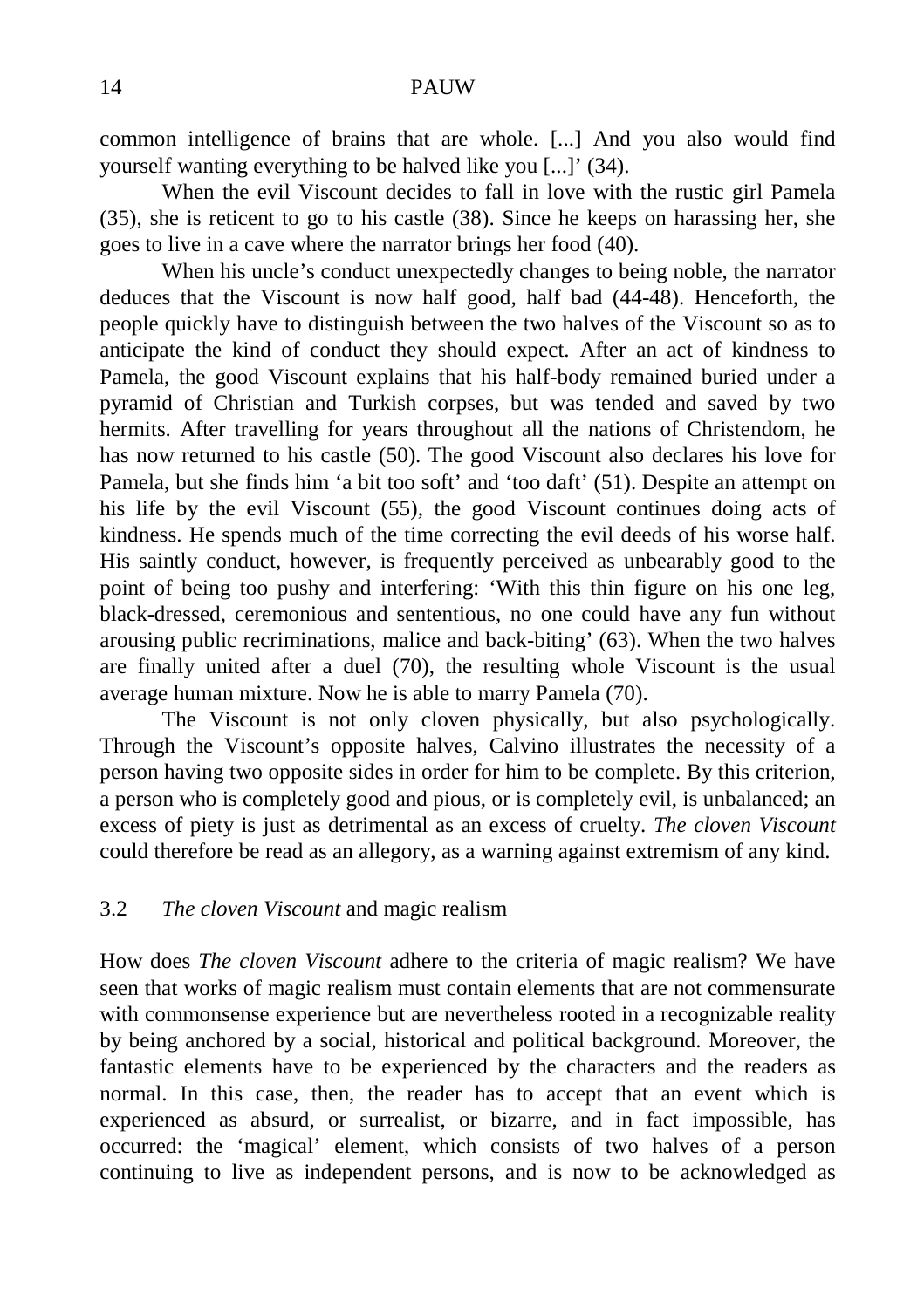common intelligence of brains that are whole. [...] And you also would find yourself wanting everything to be halved like you [...]' (34).

When the evil Viscount decides to fall in love with the rustic girl Pamela (35), she is reticent to go to his castle (38). Since he keeps on harassing her, she goes to live in a cave where the narrator brings her food (40).

When his uncle's conduct unexpectedly changes to being noble, the narrator deduces that the Viscount is now half good, half bad (44-48). Henceforth, the people quickly have to distinguish between the two halves of the Viscount so as to anticipate the kind of conduct they should expect. After an act of kindness to Pamela, the good Viscount explains that his half-body remained buried under a pyramid of Christian and Turkish corpses, but was tended and saved by two hermits. After travelling for years throughout all the nations of Christendom, he has now returned to his castle (50). The good Viscount also declares his love for Pamela, but she finds him 'a bit too soft' and 'too daft' (51). Despite an attempt on his life by the evil Viscount (55), the good Viscount continues doing acts of kindness. He spends much of the time correcting the evil deeds of his worse half. His saintly conduct, however, is frequently perceived as unbearably good to the point of being too pushy and interfering: 'With this thin figure on his one leg, black-dressed, ceremonious and sententious, no one could have any fun without arousing public recriminations, malice and back-biting' (63). When the two halves are finally united after a duel (70), the resulting whole Viscount is the usual average human mixture. Now he is able to marry Pamela (70).

The Viscount is not only cloven physically, but also psychologically. Through the Viscount's opposite halves, Calvino illustrates the necessity of a person having two opposite sides in order for him to be complete. By this criterion, a person who is completely good and pious, or is completely evil, is unbalanced; an excess of piety is just as detrimental as an excess of cruelty. *The cloven Viscount* could therefore be read as an allegory, as a warning against extremism of any kind.

### 3.2 *The cloven Viscount* and magic realism

How does *The cloven Viscount* adhere to the criteria of magic realism? We have seen that works of magic realism must contain elements that are not commensurate with commonsense experience but are nevertheless rooted in a recognizable reality by being anchored by a social, historical and political background. Moreover, the fantastic elements have to be experienced by the characters and the readers as normal. In this case, then, the reader has to accept that an event which is experienced as absurd, or surrealist, or bizarre, and in fact impossible, has occurred: the 'magical' element, which consists of two halves of a person continuing to live as independent persons, and is now to be acknowledged as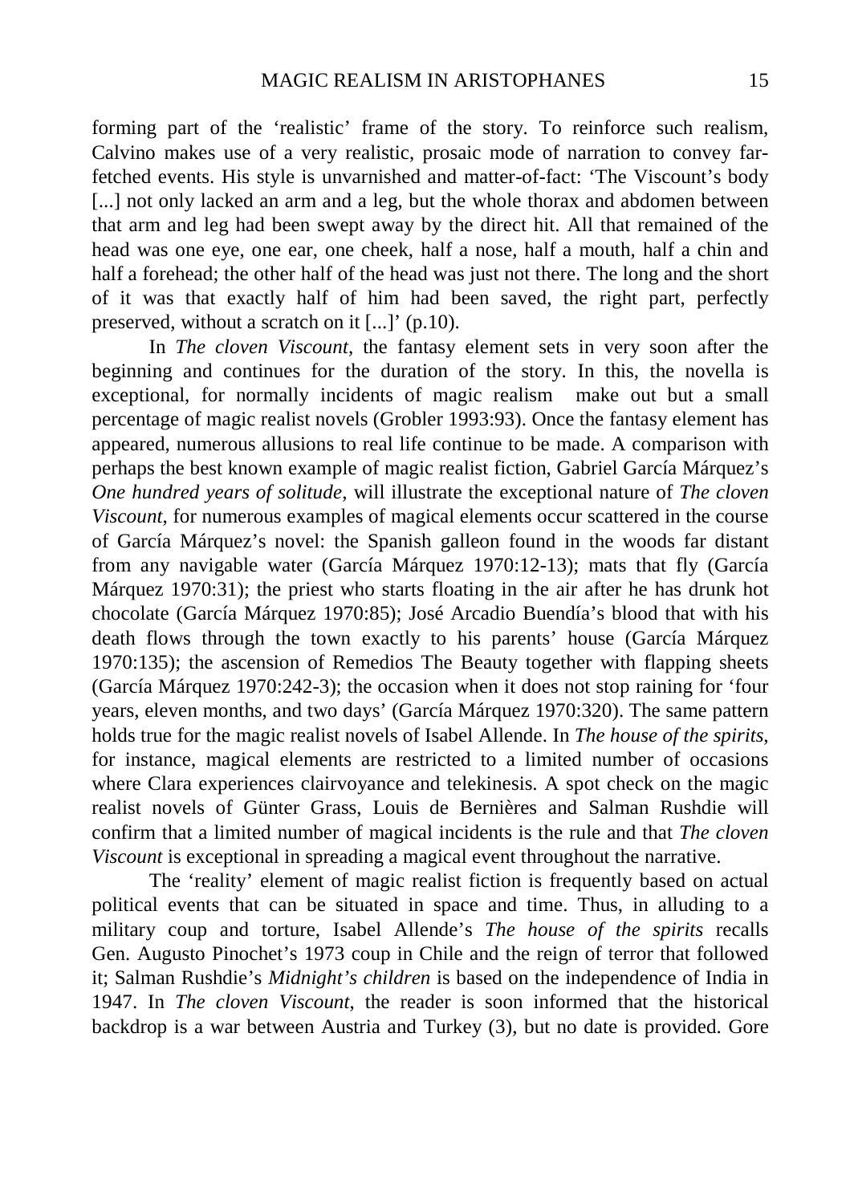forming part of the 'realistic' frame of the story. To reinforce such realism, Calvino makes use of a very realistic, prosaic mode of narration to convey far-fetched events. His style is unvarnished and matter-of-fact: 'The Viscount's body [...] not only lacked an arm and a leg, but the whole thorax and abdomen between that arm and leg had been swept away by the direct hit. All that remained of the head was one eye, one ear, one cheek, half a nose, half a mouth, half a chin and half a forehead; the other half of the head was just not there. The long and the short of it was that exactly half of him had been saved, the right part, perfectly preserved, without a scratch on it [...]' (p.10).

In *The cloven Viscount*, the fantasy element sets in very soon after the beginning and continues for the duration of the story. In this, the novella is exceptional, for normally incidents of magic realism make out but a small percentage of magic realist novels (Grobler 1993:93). Once the fantasy element has appeared, numerous allusions to real life continue to be made. A comparison with perhaps the best known example of magic realist fiction, Gabriel García Márquez's *One hundred years of solitude*, will illustrate the exceptional nature of *The cloven Viscount*, for numerous examples of magical elements occur scattered in the course of García Márquez's novel: the Spanish galleon found in the woods far distant from any navigable water (García Márquez 1970:12-13); mats that fly (García Márquez 1970:31); the priest who starts floating in the air after he has drunk hot chocolate (García Márquez 1970:85); José Arcadio Buendía's blood that with his death flows through the town exactly to his parents' house (García Márquez 1970:135); the ascension of Remedios The Beauty together with flapping sheets (García Márquez 1970:242-3); the occasion when it does not stop raining for 'four years, eleven months, and two days' (García Márquez 1970:320). The same pattern holds true for the magic realist novels of Isabel Allende. In *The house of the spirits*, for instance, magical elements are restricted to a limited number of occasions where Clara experiences clairvoyance and telekinesis. A spot check on the magic realist novels of Günter Grass, Louis de Bernières and Salman Rushdie will confirm that a limited number of magical incidents is the rule and that *The cloven Viscount* is exceptional in spreading a magical event throughout the narrative.

The 'reality' element of magic realist fiction is frequently based on actual political events that can be situated in space and time. Thus, in alluding to a military coup and torture, Isabel Allende's *The house of the spirits* recalls Gen. Augusto Pinochet's 1973 coup in Chile and the reign of terror that followed it; Salman Rushdie's *Midnight's children* is based on the independence of India in 1947. In *The cloven Viscount*, the reader is soon informed that the historical backdrop is a war between Austria and Turkey (3), but no date is provided. Gore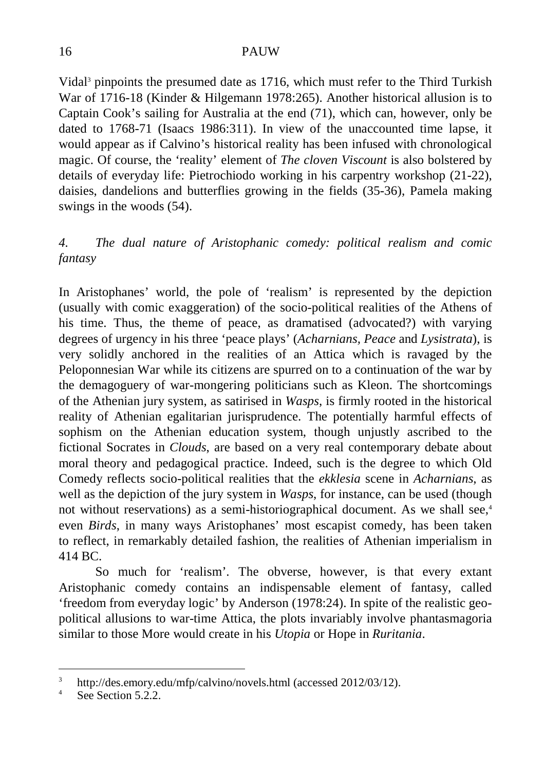Vidal[3] pinpoints the presumed date as 1716, which must refer to the Third Turkish War of 1716-18 (Kinder & Hilgemann 1978:265). Another historical allusion is to Captain Cook's sailing for Australia at the end (71), which can, however, only be dated to 1768-71 (Isaacs 1986:311). In view of the unaccounted time lapse, it would appear as if Calvino's historical reality has been infused with chronological magic. Of course, the 'reality' element of *The cloven Viscount* is also bolstered by details of everyday life: Pietrochiodo working in his carpentry workshop (21-22), daisies, dandelions and butterflies growing in the fields (35-36), Pamela making swings in the woods (54).

## *4. The dual nature of Aristophanic comedy: political realism and comic fantasy*

In Aristophanes' world, the pole of 'realism' is represented by the depiction (usually with comic exaggeration) of the socio-political realities of the Athens of his time. Thus, the theme of peace, as dramatised (advocated?) with varying degrees of urgency in his three 'peace plays' (*Acharnians*, *Peace* and *Lysistrata*), is very solidly anchored in the realities of an Attica which is ravaged by the Peloponnesian War while its citizens are spurred on to a continuation of the war by the demagoguery of war-mongering politicians such as Kleon. The shortcomings of the Athenian jury system, as satirised in *Wasps*, is firmly rooted in the historical reality of Athenian egalitarian jurisprudence. The potentially harmful effects of sophism on the Athenian education system, though unjustly ascribed to the fictional Socrates in *Clouds*, are based on a very real contemporary debate about moral theory and pedagogical practice. Indeed, such is the degree to which Old Comedy reflects socio-political realities that the *ekklesia* scene in *Acharnians*, as well as the depiction of the jury system in *Wasps*, for instance, can be used (though not without reservations) as a semi-historiographical document. As we shall see,[4] even *Birds*, in many ways Aristophanes' most escapist comedy, has been taken to reflect, in remarkably detailed fashion, the realities of Athenian imperialism in 414 BC.

So much for 'realism'. The obverse, however, is that every extant Aristophanic comedy contains an indispensable element of fantasy, called 'freedom from everyday logic' by Anderson (1978:24). In spite of the realistic geo-political allusions to war-time Attica, the plots invariably involve phantasmagoria similar to those More would create in his *Utopia* or Hope in *Ruritania*.

---

[3] http://des.emory.edu/mfp/calvino/novels.html (accessed 2012/03/12).

[4] See Section 5.2.2.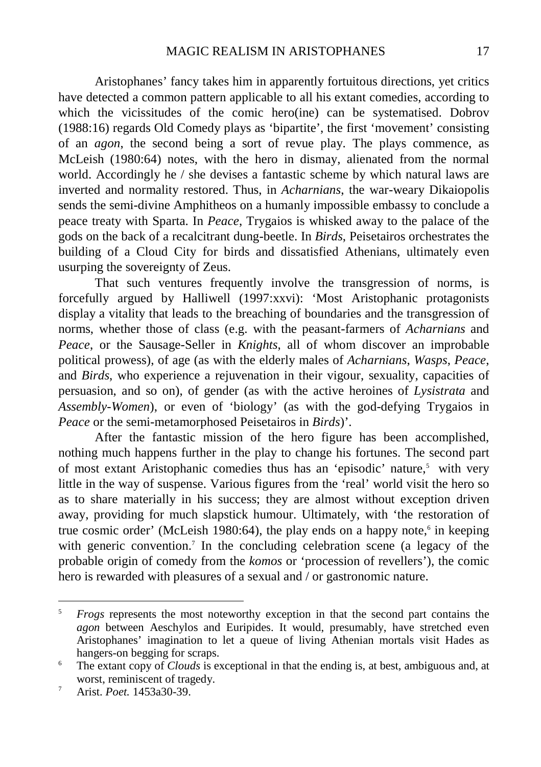Aristophanes' fancy takes him in apparently fortuitous directions, yet critics have detected a common pattern applicable to all his extant comedies, according to which the vicissitudes of the comic hero(ine) can be systematised. Dobrov (1988:16) regards Old Comedy plays as 'bipartite', the first 'movement' consisting of an *agon*, the second being a sort of revue play. The plays commence, as McLeish (1980:64) notes, with the hero in dismay, alienated from the normal world. Accordingly he / she devises a fantastic scheme by which natural laws are inverted and normality restored. Thus, in *Acharnians*, the war-weary Dikaiopolis sends the semi-divine Amphitheos on a humanly impossible embassy to conclude a peace treaty with Sparta. In *Peace*, Trygaios is whisked away to the palace of the gods on the back of a recalcitrant dung-beetle. In *Birds*, Peisetairos orchestrates the building of a Cloud City for birds and dissatisfied Athenians, ultimately even usurping the sovereignty of Zeus.

That such ventures frequently involve the transgression of norms, is forcefully argued by Halliwell (1997:xxvi): 'Most Aristophanic protagonists display a vitality that leads to the breaching of boundaries and the transgression of norms, whether those of class (e.g. with the peasant-farmers of *Acharnians* and *Peace*, or the Sausage-Seller in *Knights*, all of whom discover an improbable political prowess), of age (as with the elderly males of *Acharnians*, *Wasps*, *Peace*, and *Birds*, who experience a rejuvenation in their vigour, sexuality, capacities of persuasion, and so on), of gender (as with the active heroines of *Lysistrata* and *Assembly-Women*), or even of 'biology' (as with the god-defying Trygaios in *Peace* or the semi-metamorphosed Peisetairos in *Birds*)'.

After the fantastic mission of the hero figure has been accomplished, nothing much happens further in the play to change his fortunes. The second part of most extant Aristophanic comedies thus has an 'episodic' nature,[5] with very little in the way of suspense. Various figures from the 'real' world visit the hero so as to share materially in his success; they are almost without exception driven away, providing for much slapstick humour. Ultimately, with 'the restoration of true cosmic order' (McLeish 1980:64), the play ends on a happy note,[6] in keeping with generic convention.[7] In the concluding celebration scene (a legacy of the probable origin of comedy from the *komos* or 'procession of revellers'), the comic hero is rewarded with pleasures of a sexual and / or gastronomic nature.

---

[5] *Frogs* represents the most noteworthy exception in that the second part contains the *agon* between Aeschylos and Euripides. It would, presumably, have stretched even Aristophanes' imagination to let a queue of living Athenian mortals visit Hades as hangers-on begging for scraps.

[6] The extant copy of *Clouds* is exceptional in that the ending is, at best, ambiguous and, at worst, reminiscent of tragedy.

[7] Arist. *Poet.* 1453a30-39.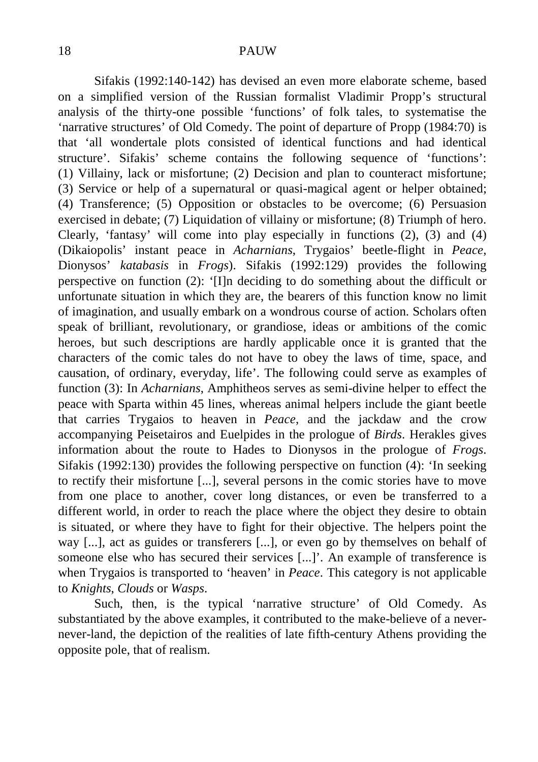Sifakis (1992:140-142) has devised an even more elaborate scheme, based on a simplified version of the Russian formalist Vladimir Propp's structural analysis of the thirty-one possible 'functions' of folk tales, to systematise the 'narrative structures' of Old Comedy. The point of departure of Propp (1984:70) is that 'all wondertale plots consisted of identical functions and had identical structure'. Sifakis' scheme contains the following sequence of 'functions': (1) Villainy, lack or misfortune; (2) Decision and plan to counteract misfortune; (3) Service or help of a supernatural or quasi-magical agent or helper obtained; (4) Transference; (5) Opposition or obstacles to be overcome; (6) Persuasion exercised in debate; (7) Liquidation of villainy or misfortune; (8) Triumph of hero. Clearly, 'fantasy' will come into play especially in functions (2), (3) and (4) (Dikaiopolis' instant peace in *Acharnians*, Trygaios' beetle-flight in *Peace*, Dionysos' *katabasis* in *Frogs*). Sifakis (1992:129) provides the following perspective on function (2): '[I]n deciding to do something about the difficult or unfortunate situation in which they are, the bearers of this function know no limit of imagination, and usually embark on a wondrous course of action. Scholars often speak of brilliant, revolutionary, or grandiose, ideas or ambitions of the comic heroes, but such descriptions are hardly applicable once it is granted that the characters of the comic tales do not have to obey the laws of time, space, and causation, of ordinary, everyday, life'. The following could serve as examples of function (3): In *Acharnians*, Amphitheos serves as semi-divine helper to effect the peace with Sparta within 45 lines, whereas animal helpers include the giant beetle that carries Trygaios to heaven in *Peace*, and the jackdaw and the crow accompanying Peisetairos and Euelpides in the prologue of *Birds*. Herakles gives information about the route to Hades to Dionysos in the prologue of *Frogs*. Sifakis (1992:130) provides the following perspective on function (4): 'In seeking to rectify their misfortune [...], several persons in the comic stories have to move from one place to another, cover long distances, or even be transferred to a different world, in order to reach the place where the object they desire to obtain is situated, or where they have to fight for their objective. The helpers point the way [...], act as guides or transferers [...], or even go by themselves on behalf of someone else who has secured their services [...]'. An example of transference is when Trygaios is transported to 'heaven' in *Peace*. This category is not applicable to *Knights*, *Clouds* or *Wasps*.

Such, then, is the typical 'narrative structure' of Old Comedy. As substantiated by the above examples, it contributed to the make-believe of a never-never-land, the depiction of the realities of late fifth-century Athens providing the opposite pole, that of realism.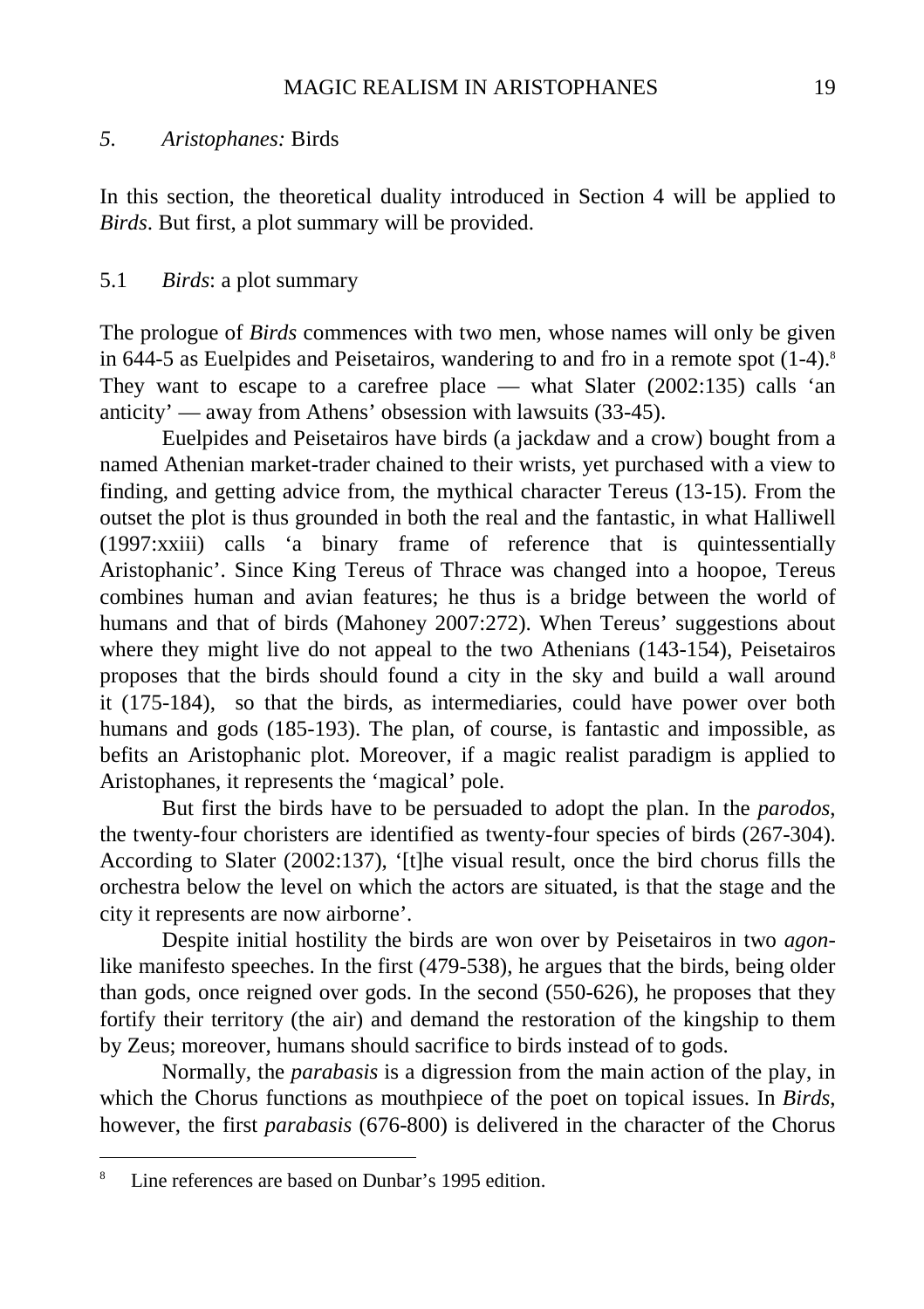## *5. Aristophanes:* Birds

In this section, the theoretical duality introduced in Section 4 will be applied to *Birds*. But first, a plot summary will be provided.

### 5.1 *Birds*: a plot summary

The prologue of *Birds* commences with two men, whose names will only be given in 644-5 as Euelpides and Peisetairos, wandering to and fro in a remote spot (1-4).[8] They want to escape to a carefree place — what Slater (2002:135) calls 'an anticity' — away from Athens' obsession with lawsuits (33-45).

Euelpides and Peisetairos have birds (a jackdaw and a crow) bought from a named Athenian market-trader chained to their wrists, yet purchased with a view to finding, and getting advice from, the mythical character Tereus (13-15). From the outset the plot is thus grounded in both the real and the fantastic, in what Halliwell (1997:xxiii) calls 'a binary frame of reference that is quintessentially Aristophanic'. Since King Tereus of Thrace was changed into a hoopoe, Tereus combines human and avian features; he thus is a bridge between the world of humans and that of birds (Mahoney 2007:272). When Tereus' suggestions about where they might live do not appeal to the two Athenians (143-154), Peisetairos proposes that the birds should found a city in the sky and build a wall around it (175-184), so that the birds, as intermediaries, could have power over both humans and gods (185-193). The plan, of course, is fantastic and impossible, as befits an Aristophanic plot. Moreover, if a magic realist paradigm is applied to Aristophanes, it represents the 'magical' pole.

But first the birds have to be persuaded to adopt the plan. In the *parodos*, the twenty-four choristers are identified as twenty-four species of birds (267-304). According to Slater (2002:137), '[t]he visual result, once the bird chorus fills the orchestra below the level on which the actors are situated, is that the stage and the city it represents are now airborne'.

Despite initial hostility the birds are won over by Peisetairos in two *agon*-like manifesto speeches. In the first (479-538), he argues that the birds, being older than gods, once reigned over gods. In the second (550-626), he proposes that they fortify their territory (the air) and demand the restoration of the kingship to them by Zeus; moreover, humans should sacrifice to birds instead of to gods.

Normally, the *parabasis* is a digression from the main action of the play, in which the Chorus functions as mouthpiece of the poet on topical issues. In *Birds*, however, the first *parabasis* (676-800) is delivered in the character of the Chorus

[8] Line references are based on Dunbar's 1995 edition.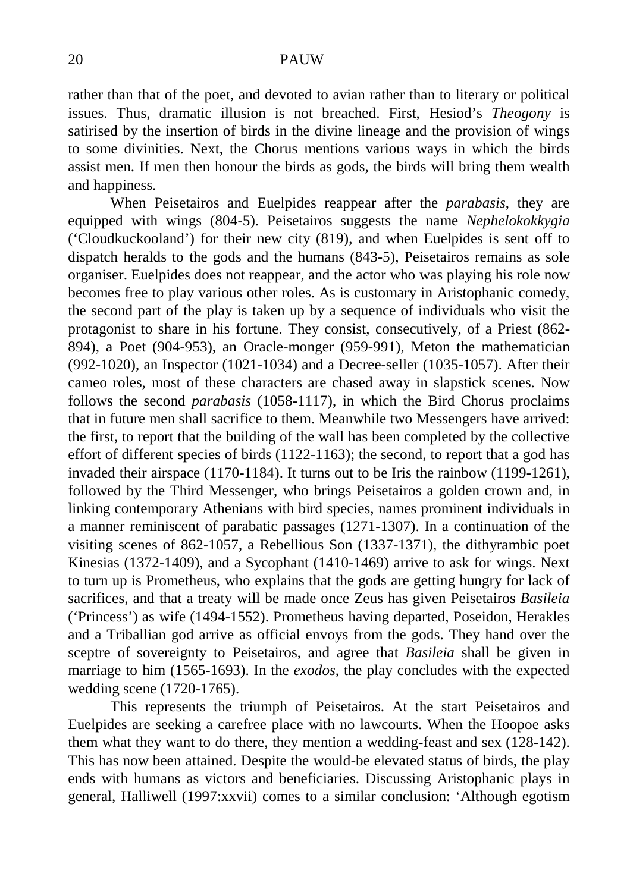rather than that of the poet, and devoted to avian rather than to literary or political issues. Thus, dramatic illusion is not breached. First, Hesiod's *Theogony* is satirised by the insertion of birds in the divine lineage and the provision of wings to some divinities. Next, the Chorus mentions various ways in which the birds assist men. If men then honour the birds as gods, the birds will bring them wealth and happiness.

When Peisetairos and Euelpides reappear after the *parabasis*, they are equipped with wings (804-5). Peisetairos suggests the name *Nephelokokkygia* ('Cloudkuckooland') for their new city (819), and when Euelpides is sent off to dispatch heralds to the gods and the humans (843-5), Peisetairos remains as sole organiser. Euelpides does not reappear, and the actor who was playing his role now becomes free to play various other roles. As is customary in Aristophanic comedy, the second part of the play is taken up by a sequence of individuals who visit the protagonist to share in his fortune. They consist, consecutively, of a Priest (862-894), a Poet (904-953), an Oracle-monger (959-991), Meton the mathematician (992-1020), an Inspector (1021-1034) and a Decree-seller (1035-1057). After their cameo roles, most of these characters are chased away in slapstick scenes. Now follows the second *parabasis* (1058-1117), in which the Bird Chorus proclaims that in future men shall sacrifice to them. Meanwhile two Messengers have arrived: the first, to report that the building of the wall has been completed by the collective effort of different species of birds (1122-1163); the second, to report that a god has invaded their airspace (1170-1184). It turns out to be Iris the rainbow (1199-1261), followed by the Third Messenger, who brings Peisetairos a golden crown and, in linking contemporary Athenians with bird species, names prominent individuals in a manner reminiscent of parabatic passages (1271-1307). In a continuation of the visiting scenes of 862-1057, a Rebellious Son (1337-1371), the dithyrambic poet Kinesias (1372-1409), and a Sycophant (1410-1469) arrive to ask for wings. Next to turn up is Prometheus, who explains that the gods are getting hungry for lack of sacrifices, and that a treaty will be made once Zeus has given Peisetairos *Basileia* ('Princess') as wife (1494-1552). Prometheus having departed, Poseidon, Herakles and a Triballian god arrive as official envoys from the gods. They hand over the sceptre of sovereignty to Peisetairos, and agree that *Basileia* shall be given in marriage to him (1565-1693). In the *exodos*, the play concludes with the expected wedding scene (1720-1765).

This represents the triumph of Peisetairos. At the start Peisetairos and Euelpides are seeking a carefree place with no lawcourts. When the Hoopoe asks them what they want to do there, they mention a wedding-feast and sex (128-142). This has now been attained. Despite the would-be elevated status of birds, the play ends with humans as victors and beneficiaries. Discussing Aristophanic plays in general, Halliwell (1997:xxvii) comes to a similar conclusion: 'Although egotism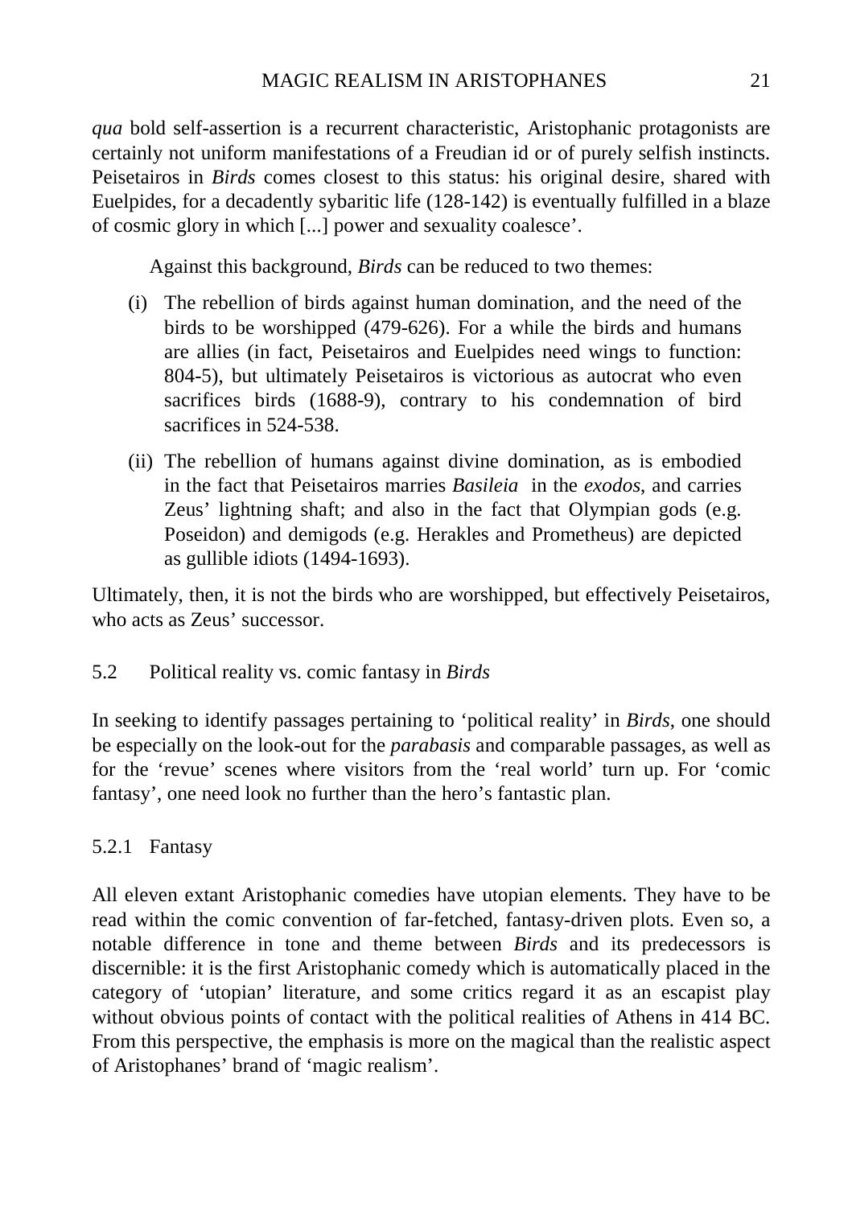*qua* bold self-assertion is a recurrent characteristic, Aristophanic protagonists are certainly not uniform manifestations of a Freudian id or of purely selfish instincts. Peisetairos in *Birds* comes closest to this status: his original desire, shared with Euelpides, for a decadently sybaritic life (128-142) is eventually fulfilled in a blaze of cosmic glory in which [...] power and sexuality coalesce'.

Against this background, *Birds* can be reduced to two themes:

(i) The rebellion of birds against human domination, and the need of the birds to be worshipped (479-626). For a while the birds and humans are allies (in fact, Peisetairos and Euelpides need wings to function: 804-5), but ultimately Peisetairos is victorious as autocrat who even sacrifices birds (1688-9), contrary to his condemnation of bird sacrifices in 524-538.

(ii) The rebellion of humans against divine domination, as is embodied in the fact that Peisetairos marries *Basileia* in the *exodos*, and carries Zeus' lightning shaft; and also in the fact that Olympian gods (e.g. Poseidon) and demigods (e.g. Herakles and Prometheus) are depicted as gullible idiots (1494-1693).

Ultimately, then, it is not the birds who are worshipped, but effectively Peisetairos, who acts as Zeus' successor.

## 5.2 Political reality vs. comic fantasy in *Birds*

In seeking to identify passages pertaining to 'political reality' in *Birds*, one should be especially on the look-out for the *parabasis* and comparable passages, as well as for the 'revue' scenes where visitors from the 'real world' turn up. For 'comic fantasy', one need look no further than the hero's fantastic plan.

### 5.2.1 Fantasy

All eleven extant Aristophanic comedies have utopian elements. They have to be read within the comic convention of far-fetched, fantasy-driven plots. Even so, a notable difference in tone and theme between *Birds* and its predecessors is discernible: it is the first Aristophanic comedy which is automatically placed in the category of 'utopian' literature, and some critics regard it as an escapist play without obvious points of contact with the political realities of Athens in 414 BC. From this perspective, the emphasis is more on the magical than the realistic aspect of Aristophanes' brand of 'magic realism'.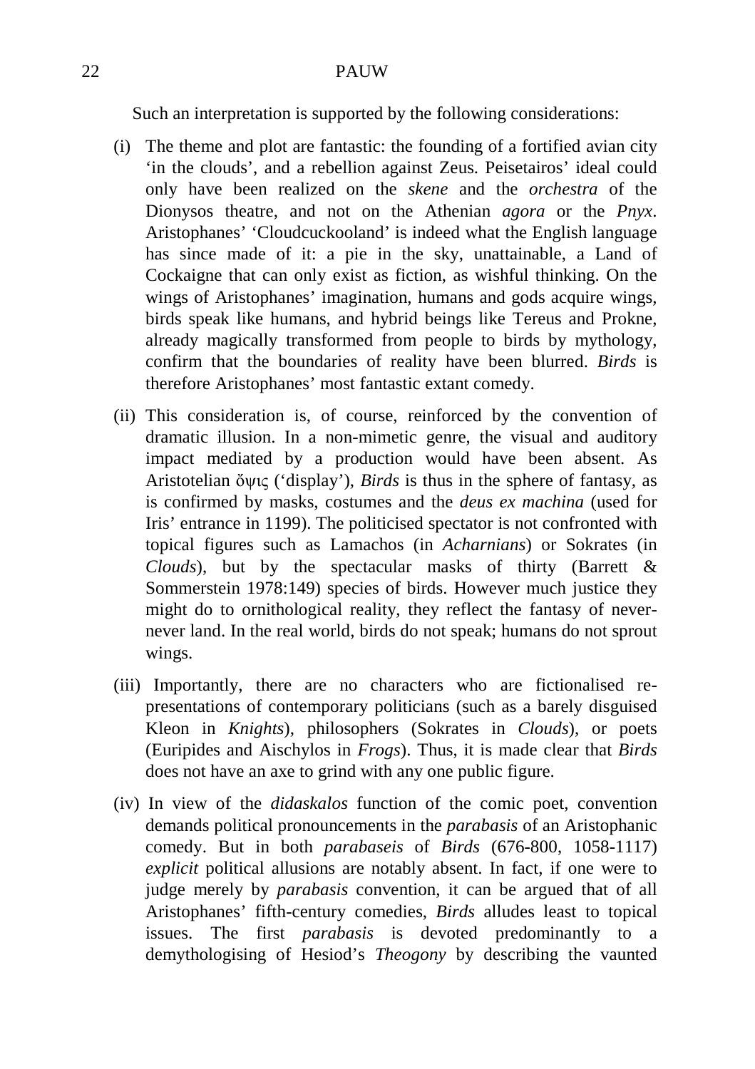Such an interpretation is supported by the following considerations:

(i) The theme and plot are fantastic: the founding of a fortified avian city 'in the clouds', and a rebellion against Zeus. Peisetairos' ideal could only have been realized on the *skene* and the *orchestra* of the Dionysos theatre, and not on the Athenian *agora* or the *Pnyx*. Aristophanes' 'Cloudcuckooland' is indeed what the English language has since made of it: a pie in the sky, unattainable, a Land of Cockaigne that can only exist as fiction, as wishful thinking. On the wings of Aristophanes' imagination, humans and gods acquire wings, birds speak like humans, and hybrid beings like Tereus and Prokne, already magically transformed from people to birds by mythology, confirm that the boundaries of reality have been blurred. *Birds* is therefore Aristophanes' most fantastic extant comedy.

(ii) This consideration is, of course, reinforced by the convention of dramatic illusion. In a non-mimetic genre, the visual and auditory impact mediated by a production would have been absent. As Aristotelian ὄψις ('display'), *Birds* is thus in the sphere of fantasy, as is confirmed by masks, costumes and the *deus ex machina* (used for Iris' entrance in 1199). The politicised spectator is not confronted with topical figures such as Lamachos (in *Acharnians*) or Sokrates (in *Clouds*), but by the spectacular masks of thirty (Barrett & Sommerstein 1978:149) species of birds. However much justice they might do to ornithological reality, they reflect the fantasy of never-never land. In the real world, birds do not speak; humans do not sprout wings.

(iii) Importantly, there are no characters who are fictionalised re-presentations of contemporary politicians (such as a barely disguised Kleon in *Knights*), philosophers (Sokrates in *Clouds*), or poets (Euripides and Aischylos in *Frogs*). Thus, it is made clear that *Birds* does not have an axe to grind with any one public figure.

(iv) In view of the *didaskalos* function of the comic poet, convention demands political pronouncements in the *parabasis* of an Aristophanic comedy. But in both *parabaseis* of *Birds* (676-800, 1058-1117) *explicit* political allusions are notably absent. In fact, if one were to judge merely by *parabasis* convention, it can be argued that of all Aristophanes' fifth-century comedies, *Birds* alludes least to topical issues. The first *parabasis* is devoted predominantly to a demythologising of Hesiod's *Theogony* by describing the vaunted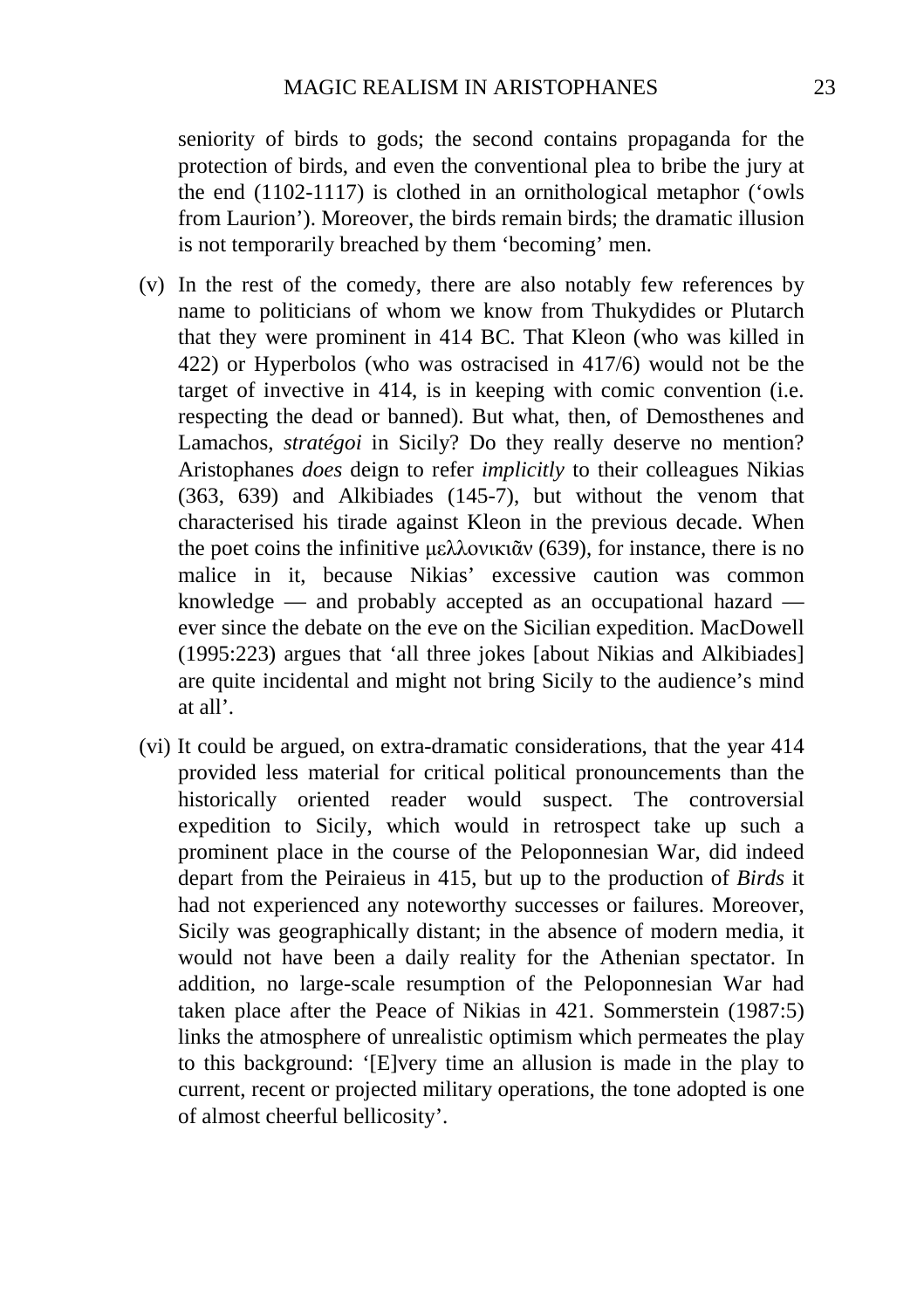seniority of birds to gods; the second contains propaganda for the protection of birds, and even the conventional plea to bribe the jury at the end (1102-1117) is clothed in an ornithological metaphor ('owls from Laurion'). Moreover, the birds remain birds; the dramatic illusion is not temporarily breached by them 'becoming' men.

(v) In the rest of the comedy, there are also notably few references by name to politicians of whom we know from Thukydides or Plutarch that they were prominent in 414 BC. That Kleon (who was killed in 422) or Hyperbolos (who was ostracised in 417/6) would not be the target of invective in 414, is in keeping with comic convention (i.e. respecting the dead or banned). But what, then, of Demosthenes and Lamachos, *stratégoi* in Sicily? Do they really deserve no mention? Aristophanes *does* deign to refer *implicitly* to their colleagues Nikias (363, 639) and Alkibiades (145-7), but without the venom that characterised his tirade against Kleon in the previous decade. When the poet coins the infinitive μελλονικιᾶν (639), for instance, there is no malice in it, because Nikias' excessive caution was common knowledge — and probably accepted as an occupational hazard — ever since the debate on the eve on the Sicilian expedition. MacDowell (1995:223) argues that 'all three jokes [about Nikias and Alkibiades] are quite incidental and might not bring Sicily to the audience's mind at all'.

(vi) It could be argued, on extra-dramatic considerations, that the year 414 provided less material for critical political pronouncements than the historically oriented reader would suspect. The controversial expedition to Sicily, which would in retrospect take up such a prominent place in the course of the Peloponnesian War, did indeed depart from the Peiraieus in 415, but up to the production of *Birds* it had not experienced any noteworthy successes or failures. Moreover, Sicily was geographically distant; in the absence of modern media, it would not have been a daily reality for the Athenian spectator. In addition, no large-scale resumption of the Peloponnesian War had taken place after the Peace of Nikias in 421. Sommerstein (1987:5) links the atmosphere of unrealistic optimism which permeates the play to this background: '[E]very time an allusion is made in the play to current, recent or projected military operations, the tone adopted is one of almost cheerful bellicosity'.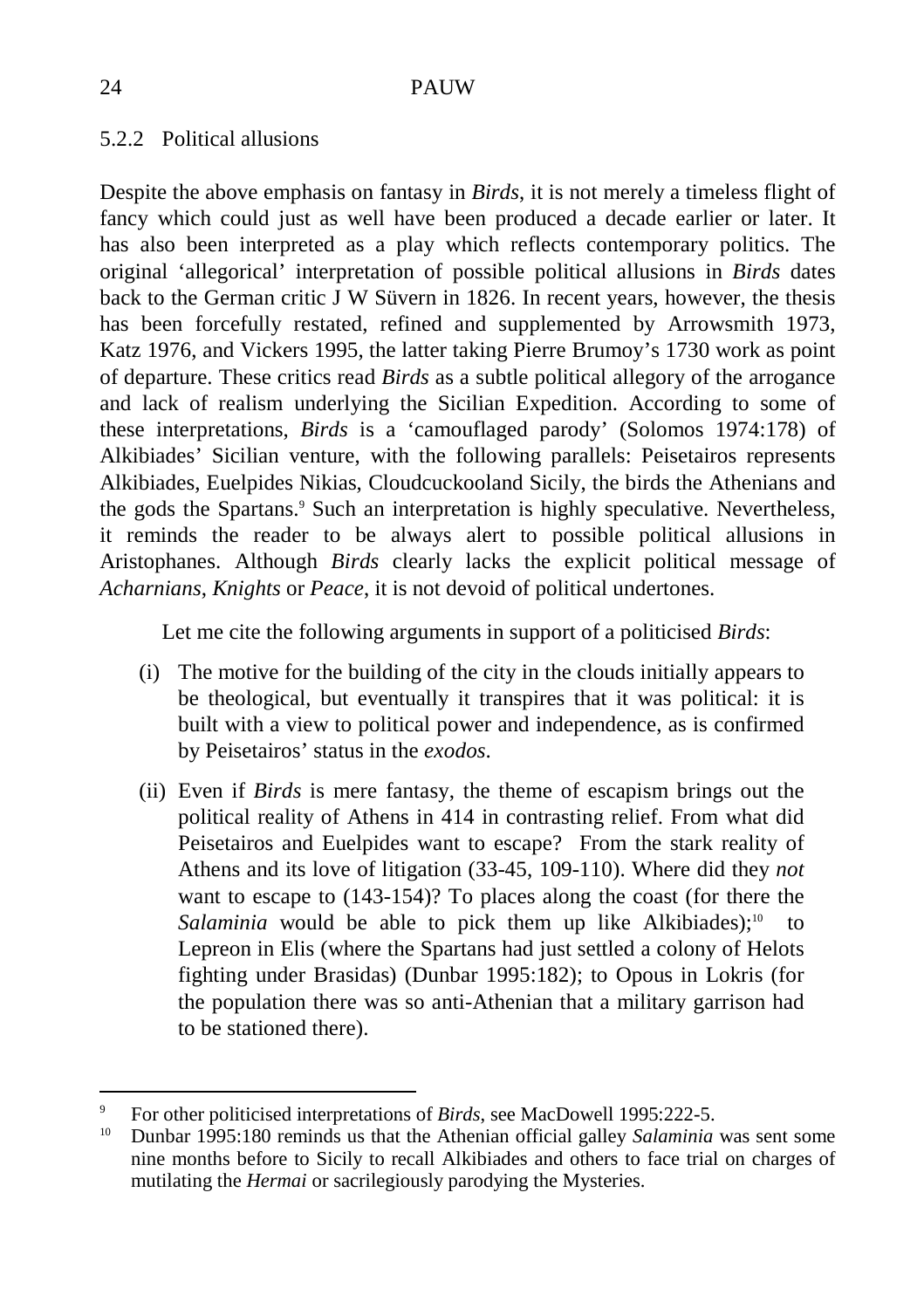### 5.2.2 Political allusions

Despite the above emphasis on fantasy in *Birds*, it is not merely a timeless flight of fancy which could just as well have been produced a decade earlier or later. It has also been interpreted as a play which reflects contemporary politics. The original 'allegorical' interpretation of possible political allusions in *Birds* dates back to the German critic J W Süvern in 1826. In recent years, however, the thesis has been forcefully restated, refined and supplemented by Arrowsmith 1973, Katz 1976, and Vickers 1995, the latter taking Pierre Brumoy's 1730 work as point of departure. These critics read *Birds* as a subtle political allegory of the arrogance and lack of realism underlying the Sicilian Expedition. According to some of these interpretations, *Birds* is a 'camouflaged parody' (Solomos 1974:178) of Alkibiades' Sicilian venture, with the following parallels: Peisetairos represents Alkibiades, Euelpides Nikias, Cloudcuckooland Sicily, the birds the Athenians and the gods the Spartans.[9] Such an interpretation is highly speculative. Nevertheless, it reminds the reader to be always alert to possible political allusions in Aristophanes. Although *Birds* clearly lacks the explicit political message of *Acharnians*, *Knights* or *Peace*, it is not devoid of political undertones.

Let me cite the following arguments in support of a politicised *Birds*:

(i) The motive for the building of the city in the clouds initially appears to be theological, but eventually it transpires that it was political: it is built with a view to political power and independence, as is confirmed by Peisetairos' status in the *exodos*.

(ii) Even if *Birds* is mere fantasy, the theme of escapism brings out the political reality of Athens in 414 in contrasting relief. From what did Peisetairos and Euelpides want to escape? From the stark reality of Athens and its love of litigation (33-45, 109-110). Where did they *not* want to escape to (143-154)? To places along the coast (for there the *Salaminia* would be able to pick them up like Alkibiades);[10] to Lepreon in Elis (where the Spartans had just settled a colony of Helots fighting under Brasidas) (Dunbar 1995:182); to Opous in Lokris (for the population there was so anti-Athenian that a military garrison had to be stationed there).

---

[9] For other politicised interpretations of *Birds*, see MacDowell 1995:222-5.

[10] Dunbar 1995:180 reminds us that the Athenian official galley *Salaminia* was sent some nine months before to Sicily to recall Alkibiades and others to face trial on charges of mutilating the *Hermai* or sacrilegiously parodying the Mysteries.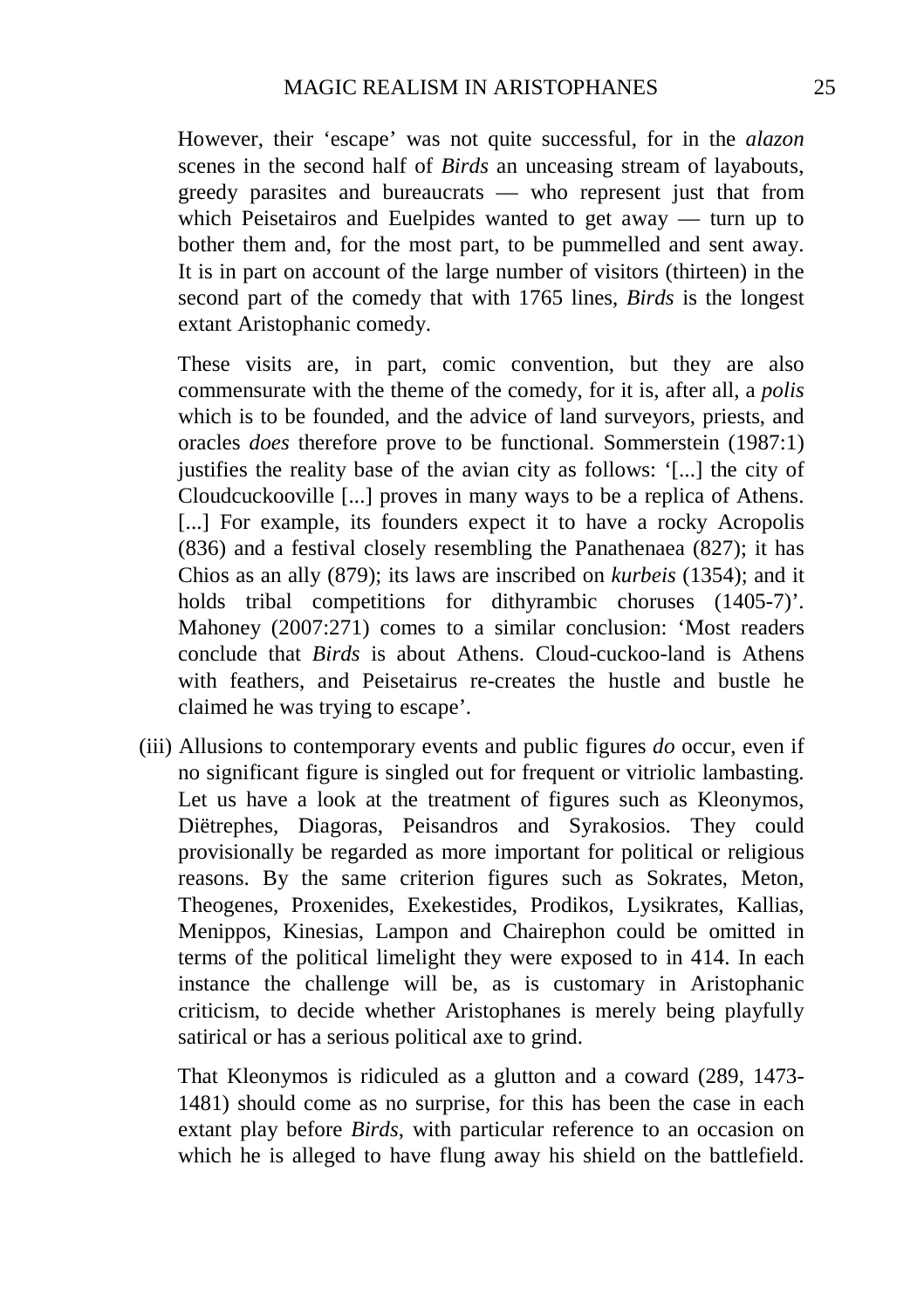However, their ‘escape’ was not quite successful, for in the *alazon* scenes in the second half of *Birds* an unceasing stream of layabouts, greedy parasites and bureaucrats — who represent just that from which Peisetairos and Euelpides wanted to get away — turn up to bother them and, for the most part, to be pummelled and sent away. It is in part on account of the large number of visitors (thirteen) in the second part of the comedy that with 1765 lines, *Birds* is the longest extant Aristophanic comedy.

These visits are, in part, comic convention, but they are also commensurate with the theme of the comedy, for it is, after all, a *polis* which is to be founded, and the advice of land surveyors, priests, and oracles *does* therefore prove to be functional. Sommerstein (1987:1) justifies the reality base of the avian city as follows: ‘[...] the city of Cloudcuckooville [...] proves in many ways to be a replica of Athens. [...] For example, its founders expect it to have a rocky Acropolis (836) and a festival closely resembling the Panathenaea (827); it has Chios as an ally (879); its laws are inscribed on *kurbeis* (1354); and it holds tribal competitions for dithyrambic choruses (1405-7)’. Mahoney (2007:271) comes to a similar conclusion: ‘Most readers conclude that *Birds* is about Athens. Cloud-cuckoo-land is Athens with feathers, and Peisetairus re-creates the hustle and bustle he claimed he was trying to escape’.

(iii) Allusions to contemporary events and public figures *do* occur, even if no significant figure is singled out for frequent or vitriolic lambasting. Let us have a look at the treatment of figures such as Kleonymos, Diëtrephes, Diagoras, Peisandros and Syrakosios. They could provisionally be regarded as more important for political or religious reasons. By the same criterion figures such as Sokrates, Meton, Theogenes, Proxenides, Exekestides, Prodikos, Lysikrates, Kallias, Menippos, Kinesias, Lampon and Chairephon could be omitted in terms of the political limelight they were exposed to in 414. In each instance the challenge will be, as is customary in Aristophanic criticism, to decide whether Aristophanes is merely being playfully satirical or has a serious political axe to grind.

That Kleonymos is ridiculed as a glutton and a coward (289, 1473-1481) should come as no surprise, for this has been the case in each extant play before *Birds*, with particular reference to an occasion on which he is alleged to have flung away his shield on the battlefield.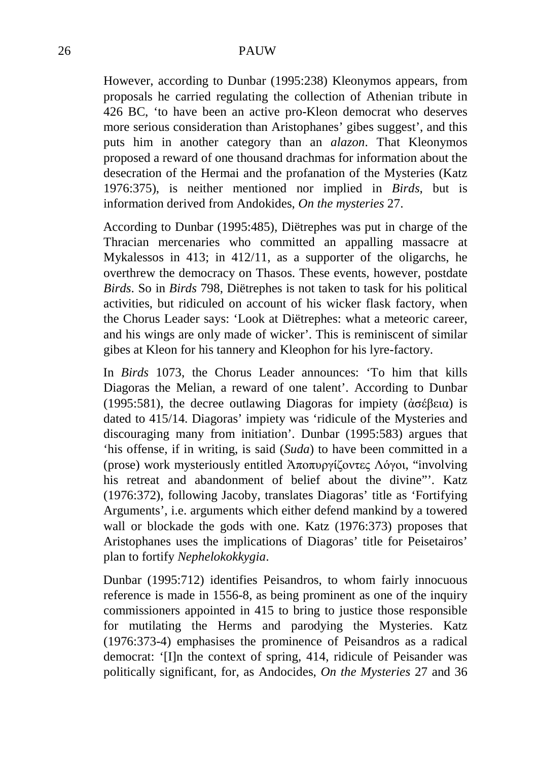However, according to Dunbar (1995:238) Kleonymos appears, from proposals he carried regulating the collection of Athenian tribute in 426 BC, ‘to have been an active pro-Kleon democrat who deserves more serious consideration than Aristophanes’ gibes suggest’, and this puts him in another category than an *alazon*. That Kleonymos proposed a reward of one thousand drachmas for information about the desecration of the Hermai and the profanation of the Mysteries (Katz 1976:375), is neither mentioned nor implied in *Birds*, but is information derived from Andokides, *On the mysteries* 27.

According to Dunbar (1995:485), Diëtrephes was put in charge of the Thracian mercenaries who committed an appalling massacre at Mykalessos in 413; in 412/11, as a supporter of the oligarchs, he overthrew the democracy on Thasos. These events, however, postdate *Birds*. So in *Birds* 798, Diëtrephes is not taken to task for his political activities, but ridiculed on account of his wicker flask factory, when the Chorus Leader says: ‘Look at Diëtrephes: what a meteoric career, and his wings are only made of wicker’. This is reminiscent of similar gibes at Kleon for his tannery and Kleophon for his lyre-factory.

In *Birds* 1073, the Chorus Leader announces: ‘To him that kills Diagoras the Melian, a reward of one talent’. According to Dunbar (1995:581), the decree outlawing Diagoras for impiety (ἀσέβεια) is dated to 415/14. Diagoras’ impiety was ‘ridicule of the Mysteries and discouraging many from initiation’. Dunbar (1995:583) argues that ‘his offense, if in writing, is said (*Suda*) to have been committed in a (prose) work mysteriously entitled Ἀποπυργίζοντες Λόγοι, “involving his retreat and abandonment of belief about the divine”’. Katz (1976:372), following Jacoby, translates Diagoras’ title as ‘Fortifying Arguments’, i.e. arguments which either defend mankind by a towered wall or blockade the gods with one. Katz (1976:373) proposes that Aristophanes uses the implications of Diagoras’ title for Peisetairos’ plan to fortify *Nephelokokkygia*.

Dunbar (1995:712) identifies Peisandros, to whom fairly innocuous reference is made in 1556-8, as being prominent as one of the inquiry commissioners appointed in 415 to bring to justice those responsible for mutilating the Herms and parodying the Mysteries. Katz (1976:373-4) emphasises the prominence of Peisandros as a radical democrat: ‘[I]n the context of spring, 414, ridicule of Peisander was politically significant, for, as Andocides, *On the Mysteries* 27 and 36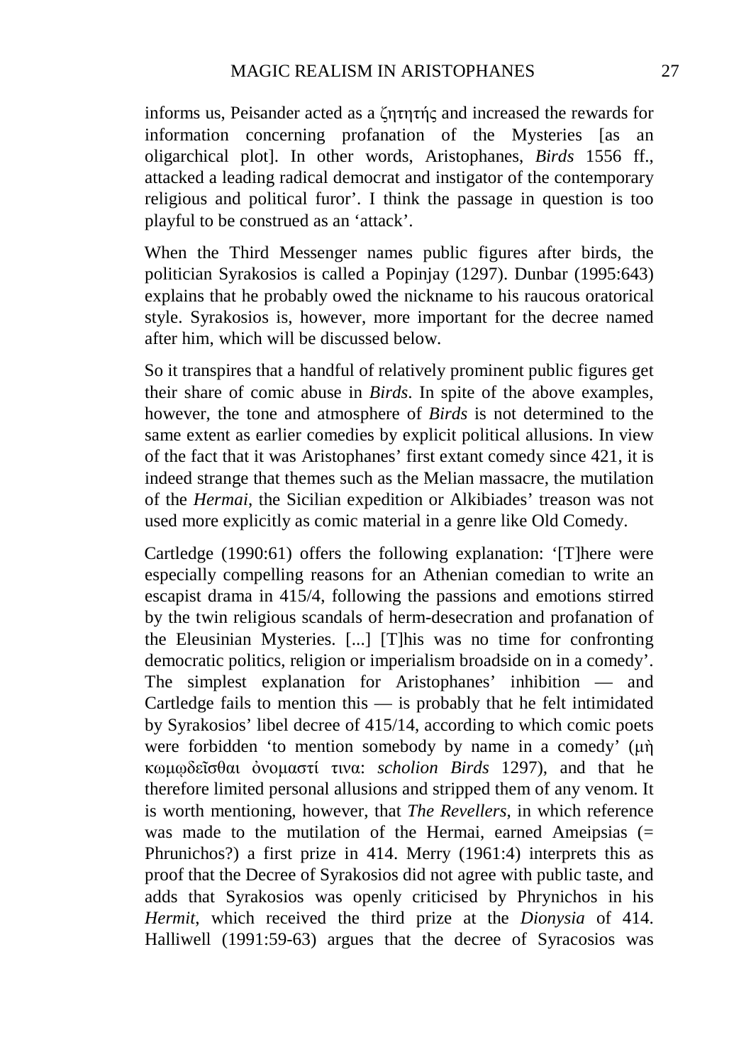informs us, Peisander acted as a ζητητής and increased the rewards for information concerning profanation of the Mysteries [as an oligarchical plot]. In other words, Aristophanes, *Birds* 1556 ff., attacked a leading radical democrat and instigator of the contemporary religious and political furor'. I think the passage in question is too playful to be construed as an 'attack'.

When the Third Messenger names public figures after birds, the politician Syrakosios is called a Popinjay (1297). Dunbar (1995:643) explains that he probably owed the nickname to his raucous oratorical style. Syrakosios is, however, more important for the decree named after him, which will be discussed below.

So it transpires that a handful of relatively prominent public figures get their share of comic abuse in *Birds*. In spite of the above examples, however, the tone and atmosphere of *Birds* is not determined to the same extent as earlier comedies by explicit political allusions. In view of the fact that it was Aristophanes' first extant comedy since 421, it is indeed strange that themes such as the Melian massacre, the mutilation of the *Hermai*, the Sicilian expedition or Alkibiades' treason was not used more explicitly as comic material in a genre like Old Comedy.

Cartledge (1990:61) offers the following explanation: '[T]here were especially compelling reasons for an Athenian comedian to write an escapist drama in 415/4, following the passions and emotions stirred by the twin religious scandals of herm-desecration and profanation of the Eleusinian Mysteries. [...] [T]his was no time for confronting democratic politics, religion or imperialism broadside on in a comedy'. The simplest explanation for Aristophanes' inhibition — and Cartledge fails to mention this — is probably that he felt intimidated by Syrakosios' libel decree of 415/14, according to which comic poets were forbidden 'to mention somebody by name in a comedy' (μὴ κωμῳδεῖσθαι ὀνομαστί τινα: *scholion Birds* 1297), and that he therefore limited personal allusions and stripped them of any venom. It is worth mentioning, however, that *The Revellers*, in which reference was made to the mutilation of the Hermai, earned Ameipsias (= Phrunichos?) a first prize in 414. Merry (1961:4) interprets this as proof that the Decree of Syrakosios did not agree with public taste, and adds that Syrakosios was openly criticised by Phrynichos in his *Hermit*, which received the third prize at the *Dionysia* of 414. Halliwell (1991:59-63) argues that the decree of Syracosios was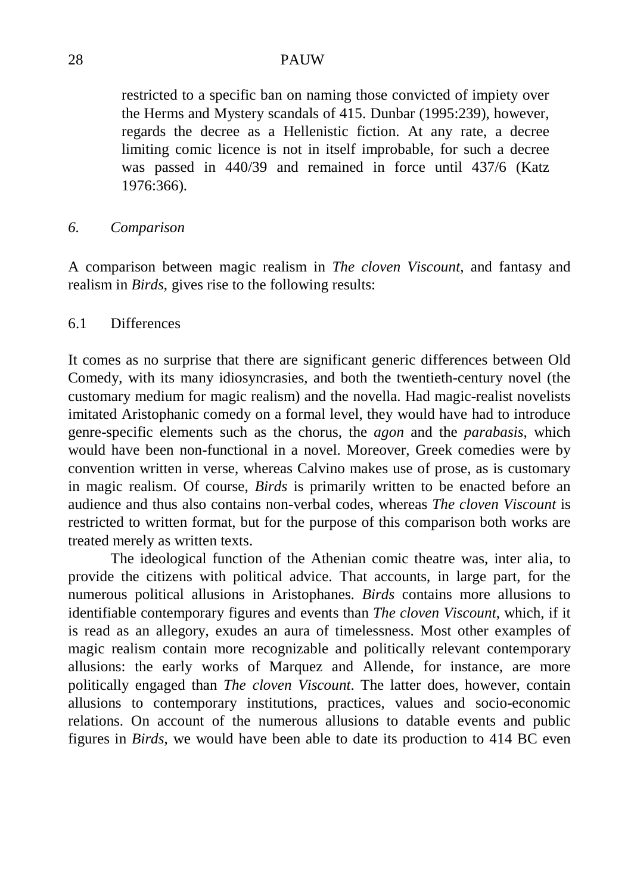restricted to a specific ban on naming those convicted of impiety over the Herms and Mystery scandals of 415. Dunbar (1995:239), however, regards the decree as a Hellenistic fiction. At any rate, a decree limiting comic licence is not in itself improbable, for such a decree was passed in 440/39 and remained in force until 437/6 (Katz 1976:366).

## *6. Comparison*

A comparison between magic realism in *The cloven Viscount*, and fantasy and realism in *Birds*, gives rise to the following results:

### 6.1 Differences

It comes as no surprise that there are significant generic differences between Old Comedy, with its many idiosyncrasies, and both the twentieth-century novel (the customary medium for magic realism) and the novella. Had magic-realist novelists imitated Aristophanic comedy on a formal level, they would have had to introduce genre-specific elements such as the chorus, the *agon* and the *parabasis*, which would have been non-functional in a novel. Moreover, Greek comedies were by convention written in verse, whereas Calvino makes use of prose, as is customary in magic realism. Of course, *Birds* is primarily written to be enacted before an audience and thus also contains non-verbal codes, whereas *The cloven Viscount* is restricted to written format, but for the purpose of this comparison both works are treated merely as written texts.

The ideological function of the Athenian comic theatre was, inter alia, to provide the citizens with political advice. That accounts, in large part, for the numerous political allusions in Aristophanes. *Birds* contains more allusions to identifiable contemporary figures and events than *The cloven Viscount*, which, if it is read as an allegory, exudes an aura of timelessness. Most other examples of magic realism contain more recognizable and politically relevant contemporary allusions: the early works of Marquez and Allende, for instance, are more politically engaged than *The cloven Viscount*. The latter does, however, contain allusions to contemporary institutions, practices, values and socio-economic relations. On account of the numerous allusions to datable events and public figures in *Birds*, we would have been able to date its production to 414 BC even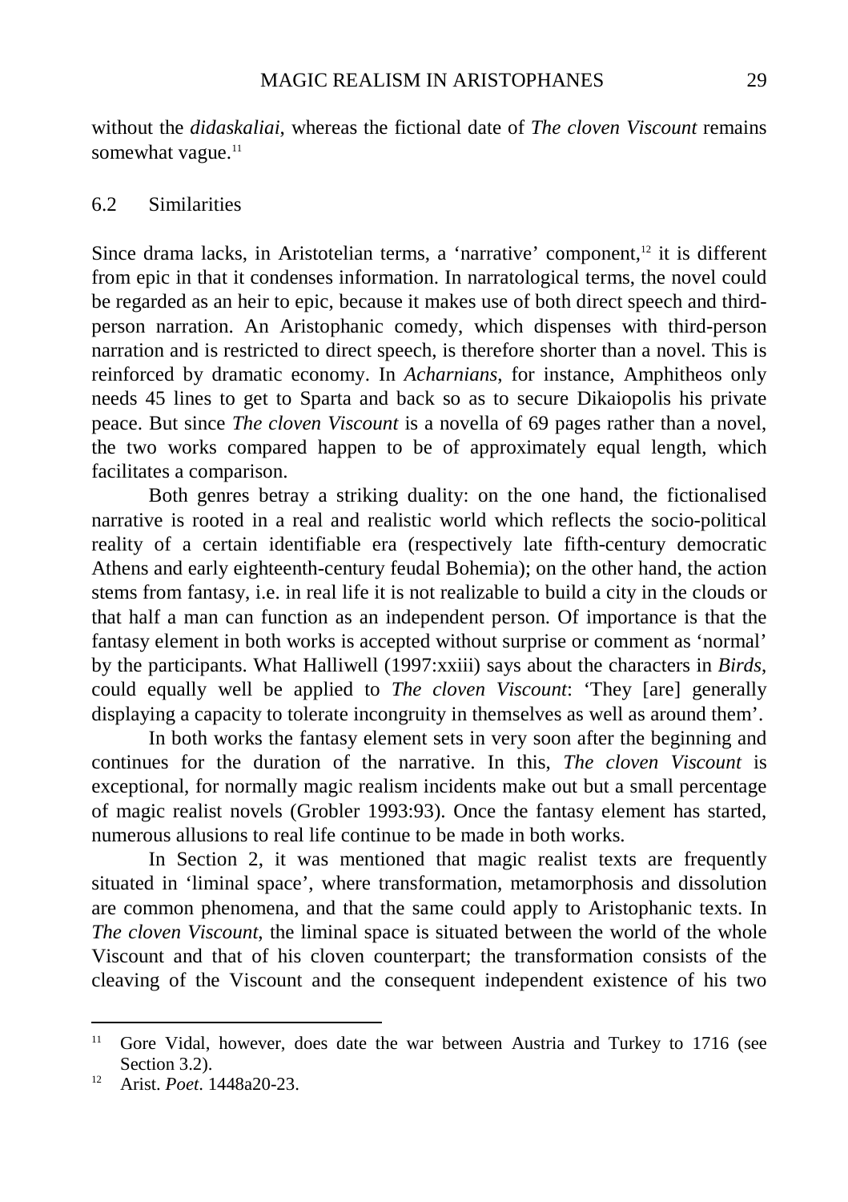without the *didaskaliai*, whereas the fictional date of *The cloven Viscount* remains somewhat vague.[11]

## 6.2 Similarities

Since drama lacks, in Aristotelian terms, a 'narrative' component,[12] it is different from epic in that it condenses information. In narratological terms, the novel could be regarded as an heir to epic, because it makes use of both direct speech and third-person narration. An Aristophanic comedy, which dispenses with third-person narration and is restricted to direct speech, is therefore shorter than a novel. This is reinforced by dramatic economy. In *Acharnians*, for instance, Amphitheos only needs 45 lines to get to Sparta and back so as to secure Dikaiopolis his private peace. But since *The cloven Viscount* is a novella of 69 pages rather than a novel, the two works compared happen to be of approximately equal length, which facilitates a comparison.

Both genres betray a striking duality: on the one hand, the fictionalised narrative is rooted in a real and realistic world which reflects the socio-political reality of a certain identifiable era (respectively late fifth-century democratic Athens and early eighteenth-century feudal Bohemia); on the other hand, the action stems from fantasy, i.e. in real life it is not realizable to build a city in the clouds or that half a man can function as an independent person. Of importance is that the fantasy element in both works is accepted without surprise or comment as 'normal' by the participants. What Halliwell (1997:xxiii) says about the characters in *Birds*, could equally well be applied to *The cloven Viscount*: 'They [are] generally displaying a capacity to tolerate incongruity in themselves as well as around them'.

In both works the fantasy element sets in very soon after the beginning and continues for the duration of the narrative. In this, *The cloven Viscount* is exceptional, for normally magic realism incidents make out but a small percentage of magic realist novels (Grobler 1993:93). Once the fantasy element has started, numerous allusions to real life continue to be made in both works.

In Section 2, it was mentioned that magic realist texts are frequently situated in 'liminal space', where transformation, metamorphosis and dissolution are common phenomena, and that the same could apply to Aristophanic texts. In *The cloven Viscount*, the liminal space is situated between the world of the whole Viscount and that of his cloven counterpart; the transformation consists of the cleaving of the Viscount and the consequent independent existence of his two

---

[11] Gore Vidal, however, does date the war between Austria and Turkey to 1716 (see Section 3.2).

[12] Arist. *Poet*. 1448a20-23.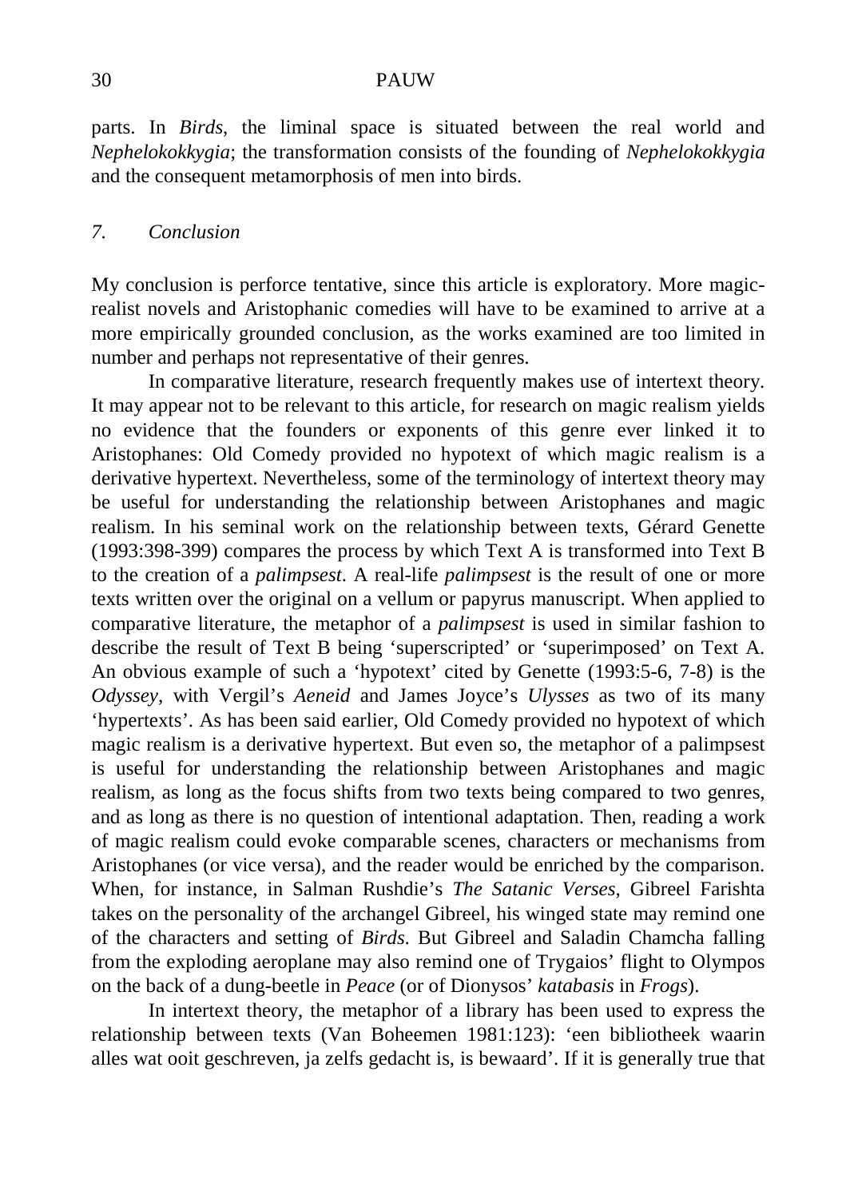parts. In *Birds*, the liminal space is situated between the real world and *Nephelokokkygia*; the transformation consists of the founding of *Nephelokokkygia* and the consequent metamorphosis of men into birds.

## *7. Conclusion*

My conclusion is perforce tentative, since this article is exploratory. More magic-realist novels and Aristophanic comedies will have to be examined to arrive at a more empirically grounded conclusion, as the works examined are too limited in number and perhaps not representative of their genres.

In comparative literature, research frequently makes use of intertext theory. It may appear not to be relevant to this article, for research on magic realism yields no evidence that the founders or exponents of this genre ever linked it to Aristophanes: Old Comedy provided no hypotext of which magic realism is a derivative hypertext. Nevertheless, some of the terminology of intertext theory may be useful for understanding the relationship between Aristophanes and magic realism. In his seminal work on the relationship between texts, Gérard Genette (1993:398-399) compares the process by which Text A is transformed into Text B to the creation of a *palimpsest*. A real-life *palimpsest* is the result of one or more texts written over the original on a vellum or papyrus manuscript. When applied to comparative literature, the metaphor of a *palimpsest* is used in similar fashion to describe the result of Text B being 'superscripted' or 'superimposed' on Text A. An obvious example of such a 'hypotext' cited by Genette (1993:5-6, 7-8) is the *Odyssey*, with Vergil's *Aeneid* and James Joyce's *Ulysses* as two of its many 'hypertexts'. As has been said earlier, Old Comedy provided no hypotext of which magic realism is a derivative hypertext. But even so, the metaphor of a palimpsest is useful for understanding the relationship between Aristophanes and magic realism, as long as the focus shifts from two texts being compared to two genres, and as long as there is no question of intentional adaptation. Then, reading a work of magic realism could evoke comparable scenes, characters or mechanisms from Aristophanes (or vice versa), and the reader would be enriched by the comparison. When, for instance, in Salman Rushdie's *The Satanic Verses*, Gibreel Farishta takes on the personality of the archangel Gibreel, his winged state may remind one of the characters and setting of *Birds*. But Gibreel and Saladin Chamcha falling from the exploding aeroplane may also remind one of Trygaios' flight to Olympos on the back of a dung-beetle in *Peace* (or of Dionysos' *katabasis* in *Frogs*).

In intertext theory, the metaphor of a library has been used to express the relationship between texts (Van Boheemen 1981:123): 'een bibliotheek waarin alles wat ooit geschreven, ja zelfs gedacht is, is bewaard'. If it is generally true that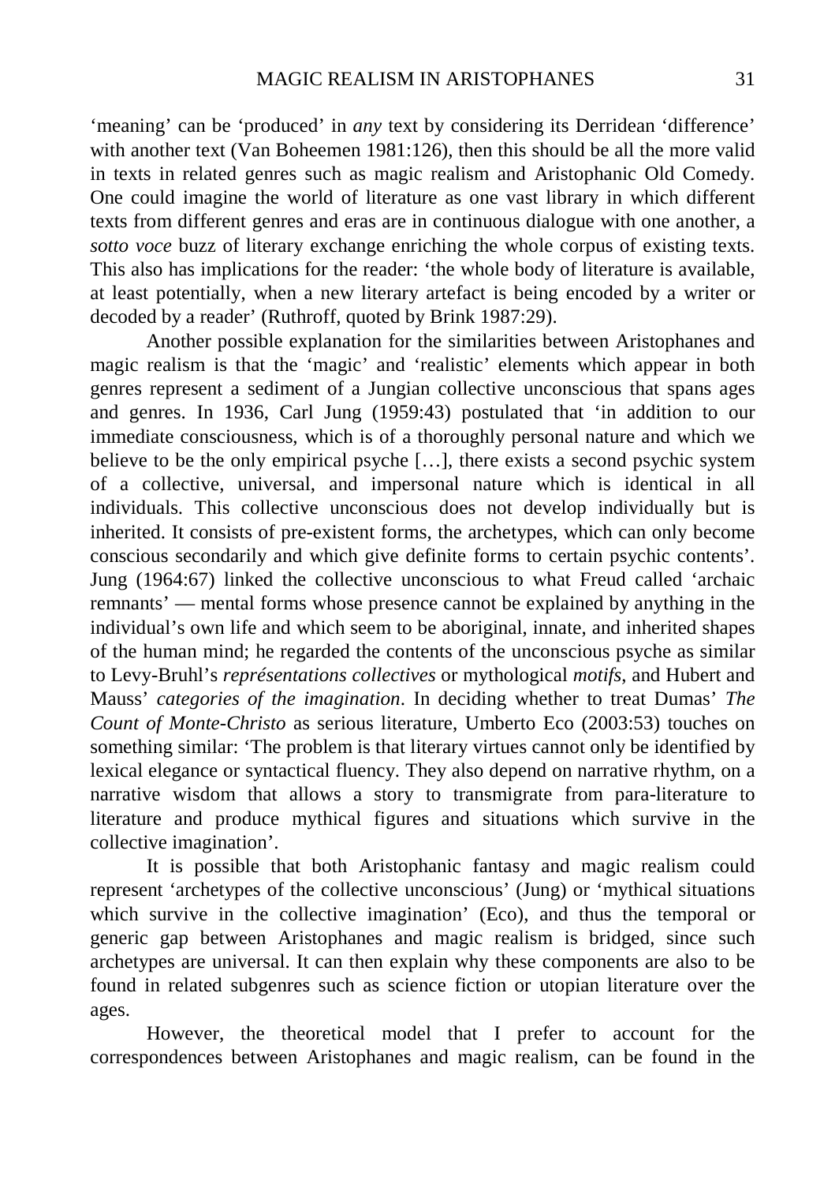'meaning' can be 'produced' in *any* text by considering its Derridean 'difference' with another text (Van Boheemen 1981:126), then this should be all the more valid in texts in related genres such as magic realism and Aristophanic Old Comedy. One could imagine the world of literature as one vast library in which different texts from different genres and eras are in continuous dialogue with one another, a *sotto voce* buzz of literary exchange enriching the whole corpus of existing texts. This also has implications for the reader: 'the whole body of literature is available, at least potentially, when a new literary artefact is being encoded by a writer or decoded by a reader' (Ruthroff, quoted by Brink 1987:29).

Another possible explanation for the similarities between Aristophanes and magic realism is that the 'magic' and 'realistic' elements which appear in both genres represent a sediment of a Jungian collective unconscious that spans ages and genres. In 1936, Carl Jung (1959:43) postulated that 'in addition to our immediate consciousness, which is of a thoroughly personal nature and which we believe to be the only empirical psyche […], there exists a second psychic system of a collective, universal, and impersonal nature which is identical in all individuals. This collective unconscious does not develop individually but is inherited. It consists of pre-existent forms, the archetypes, which can only become conscious secondarily and which give definite forms to certain psychic contents'. Jung (1964:67) linked the collective unconscious to what Freud called 'archaic remnants' — mental forms whose presence cannot be explained by anything in the individual's own life and which seem to be aboriginal, innate, and inherited shapes of the human mind; he regarded the contents of the unconscious psyche as similar to Levy-Bruhl's *représentations collectives* or mythological *motifs*, and Hubert and Mauss' *categories of the imagination*. In deciding whether to treat Dumas' *The Count of Monte-Christo* as serious literature, Umberto Eco (2003:53) touches on something similar: 'The problem is that literary virtues cannot only be identified by lexical elegance or syntactical fluency. They also depend on narrative rhythm, on a narrative wisdom that allows a story to transmigrate from para-literature to literature and produce mythical figures and situations which survive in the collective imagination'.

It is possible that both Aristophanic fantasy and magic realism could represent 'archetypes of the collective unconscious' (Jung) or 'mythical situations which survive in the collective imagination' (Eco), and thus the temporal or generic gap between Aristophanes and magic realism is bridged, since such archetypes are universal. It can then explain why these components are also to be found in related subgenres such as science fiction or utopian literature over the ages.

However, the theoretical model that I prefer to account for the correspondences between Aristophanes and magic realism, can be found in the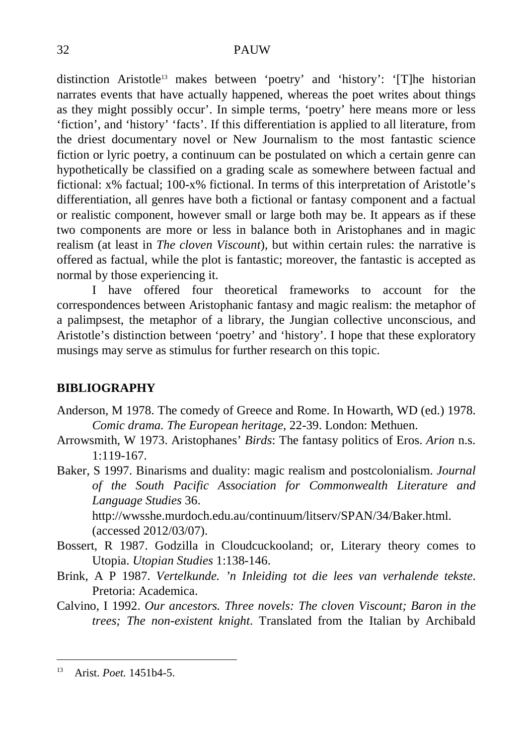distinction Aristotle[13] makes between 'poetry' and 'history': '[T]he historian narrates events that have actually happened, whereas the poet writes about things as they might possibly occur'. In simple terms, 'poetry' here means more or less 'fiction', and 'history' 'facts'. If this differentiation is applied to all literature, from the driest documentary novel or New Journalism to the most fantastic science fiction or lyric poetry, a continuum can be postulated on which a certain genre can hypothetically be classified on a grading scale as somewhere between factual and fictional: x% factual; 100-x% fictional. In terms of this interpretation of Aristotle's differentiation, all genres have both a fictional or fantasy component and a factual or realistic component, however small or large both may be. It appears as if these two components are more or less in balance both in Aristophanes and in magic realism (at least in *The cloven Viscount*), but within certain rules: the narrative is offered as factual, while the plot is fantastic; moreover, the fantastic is accepted as normal by those experiencing it.

I have offered four theoretical frameworks to account for the correspondences between Aristophanic fantasy and magic realism: the metaphor of a palimpsest, the metaphor of a library, the Jungian collective unconscious, and Aristotle's distinction between 'poetry' and 'history'. I hope that these exploratory musings may serve as stimulus for further research on this topic.

## BIBLIOGRAPHY

Anderson, M 1978. The comedy of Greece and Rome. In Howarth, WD (ed.) 1978. *Comic drama. The European heritage*, 22-39. London: Methuen.

Arrowsmith, W 1973. Aristophanes' *Birds*: The fantasy politics of Eros. *Arion* n.s. 1:119-167.

Baker, S 1997. Binarisms and duality: magic realism and postcolonialism. *Journal of the South Pacific Association for Commonwealth Literature and Language Studies* 36. http://wwsshe.murdoch.edu.au/continuum/litserv/SPAN/34/Baker.html. (accessed 2012/03/07).

Bossert, R 1987. Godzilla in Cloudcuckooland; or, Literary theory comes to Utopia. *Utopian Studies* 1:138-146.

Brink, A P 1987. *Vertelkunde. 'n Inleiding tot die lees van verhalende tekste*. Pretoria: Academica.

Calvino, I 1992. *Our ancestors. Three novels: The cloven Viscount; Baron in the trees; The non-existent knight*. Translated from the Italian by Archibald

---

[13] Arist. *Poet.* 1451b4-5.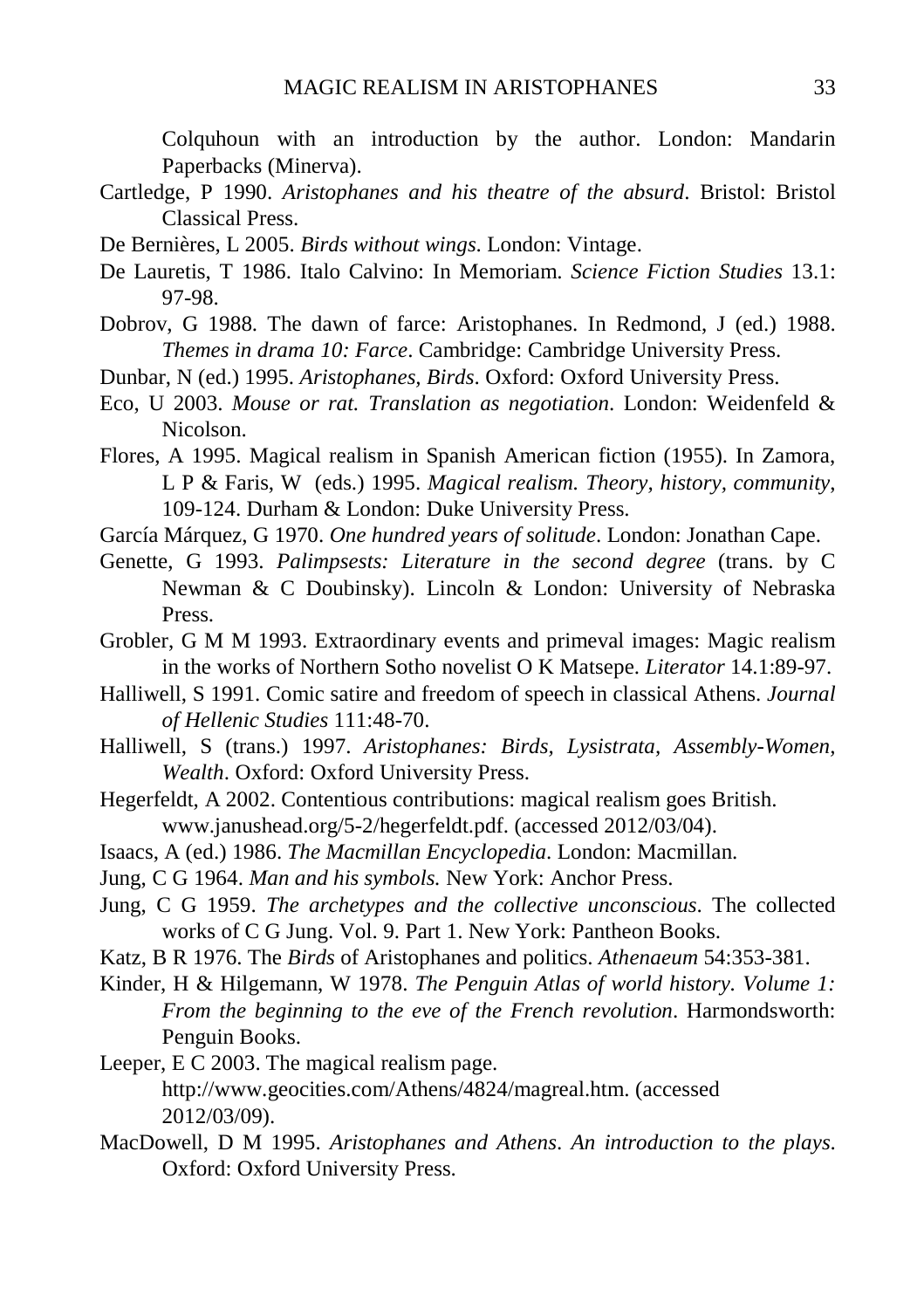Colquhoun with an introduction by the author. London: Mandarin Paperbacks (Minerva).

Cartledge, P 1990. *Aristophanes and his theatre of the absurd*. Bristol: Bristol Classical Press.

De Bernières, L 2005. *Birds without wings*. London: Vintage.

De Lauretis, T 1986. Italo Calvino: In Memoriam. *Science Fiction Studies* 13.1: 97-98.

Dobrov, G 1988. The dawn of farce: Aristophanes. In Redmond, J (ed.) 1988. *Themes in drama 10: Farce*. Cambridge: Cambridge University Press.

Dunbar, N (ed.) 1995. *Aristophanes, Birds*. Oxford: Oxford University Press.

Eco, U 2003. *Mouse or rat. Translation as negotiation*. London: Weidenfeld & Nicolson.

Flores, A 1995. Magical realism in Spanish American fiction (1955). In Zamora, L P & Faris, W (eds.) 1995. *Magical realism. Theory, history, community*, 109-124. Durham & London: Duke University Press.

García Márquez, G 1970. *One hundred years of solitude*. London: Jonathan Cape.

Genette, G 1993. *Palimpsests: Literature in the second degree* (trans. by C Newman & C Doubinsky). Lincoln & London: University of Nebraska Press.

Grobler, G M M 1993. Extraordinary events and primeval images: Magic realism in the works of Northern Sotho novelist O K Matsepe. *Literator* 14.1:89-97.

Halliwell, S 1991. Comic satire and freedom of speech in classical Athens. *Journal of Hellenic Studies* 111:48-70.

Halliwell, S (trans.) 1997. *Aristophanes: Birds, Lysistrata, Assembly-Women, Wealth*. Oxford: Oxford University Press.

Hegerfeldt, A 2002. Contentious contributions: magical realism goes British. www.janushead.org/5-2/hegerfeldt.pdf. (accessed 2012/03/04).

Isaacs, A (ed.) 1986. *The Macmillan Encyclopedia*. London: Macmillan.

Jung, C G 1964. *Man and his symbols.* New York: Anchor Press.

Jung, C G 1959. *The archetypes and the collective unconscious*. The collected works of C G Jung. Vol. 9. Part 1. New York: Pantheon Books.

Katz, B R 1976. The *Birds* of Aristophanes and politics. *Athenaeum* 54:353-381.

Kinder, H & Hilgemann, W 1978. *The Penguin Atlas of world history. Volume 1: From the beginning to the eve of the French revolution*. Harmondsworth: Penguin Books.

Leeper, E C 2003. The magical realism page. http://www.geocities.com/Athens/4824/magreal.htm. (accessed 2012/03/09).

MacDowell, D M 1995. *Aristophanes and Athens. An introduction to the plays*. Oxford: Oxford University Press.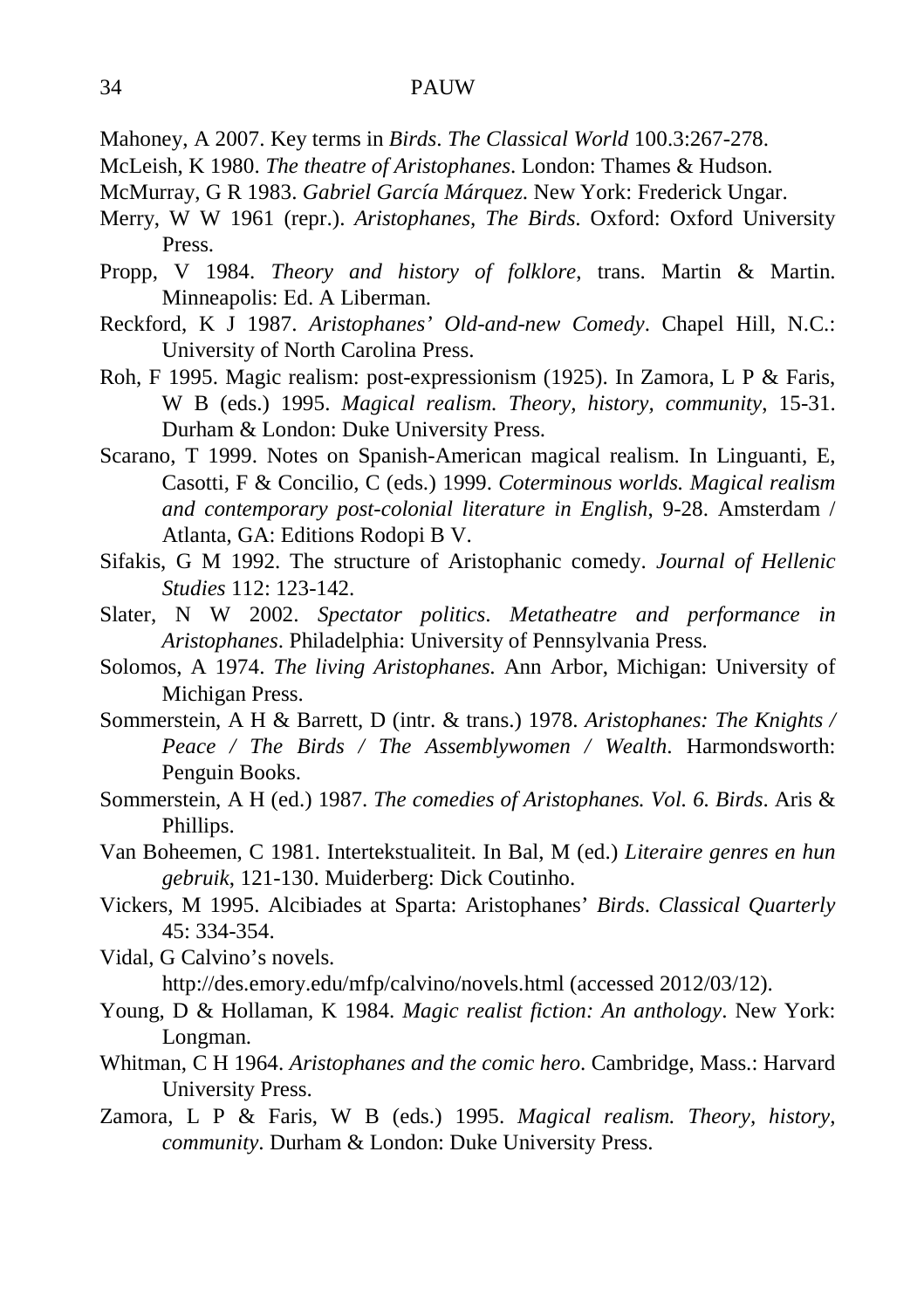Mahoney, A 2007. Key terms in *Birds*. *The Classical World* 100.3:267-278.

McLeish, K 1980. *The theatre of Aristophanes*. London: Thames & Hudson.

McMurray, G R 1983. *Gabriel García Márquez*. New York: Frederick Ungar.

Merry, W W 1961 (repr.). *Aristophanes, The Birds*. Oxford: Oxford University Press.

Propp, V 1984. *Theory and history of folklore*, trans. Martin & Martin. Minneapolis: Ed. A Liberman.

Reckford, K J 1987. *Aristophanes' Old-and-new Comedy*. Chapel Hill, N.C.: University of North Carolina Press.

Roh, F 1995. Magic realism: post-expressionism (1925). In Zamora, L P & Faris, W B (eds.) 1995. *Magical realism. Theory, history, community*, 15-31. Durham & London: Duke University Press.

Scarano, T 1999. Notes on Spanish-American magical realism. In Linguanti, E, Casotti, F & Concilio, C (eds.) 1999. *Coterminous worlds. Magical realism and contemporary post-colonial literature in English*, 9-28. Amsterdam / Atlanta, GA: Editions Rodopi B V.

Sifakis, G M 1992. The structure of Aristophanic comedy. *Journal of Hellenic Studies* 112: 123-142.

Slater, N W 2002. *Spectator politics. Metatheatre and performance in Aristophanes*. Philadelphia: University of Pennsylvania Press.

Solomos, A 1974. *The living Aristophanes*. Ann Arbor, Michigan: University of Michigan Press.

Sommerstein, A H & Barrett, D (intr. & trans.) 1978. *Aristophanes: The Knights / Peace / The Birds / The Assemblywomen / Wealth*. Harmondsworth: Penguin Books.

Sommerstein, A H (ed.) 1987. *The comedies of Aristophanes. Vol. 6. Birds*. Aris & Phillips.

Van Boheemen, C 1981. Intertekstualiteit. In Bal, M (ed.) *Literaire genres en hun gebruik*, 121-130. Muiderberg: Dick Coutinho.

Vickers, M 1995. Alcibiades at Sparta: Aristophanes' *Birds*. *Classical Quarterly* 45: 334-354.

Vidal, G Calvino's novels.
http://des.emory.edu/mfp/calvino/novels.html (accessed 2012/03/12).

Young, D & Hollaman, K 1984. *Magic realist fiction: An anthology*. New York: Longman.

Whitman, C H 1964. *Aristophanes and the comic hero*. Cambridge, Mass.: Harvard University Press.

Zamora, L P & Faris, W B (eds.) 1995. *Magical realism. Theory, history, community*. Durham & London: Duke University Press.